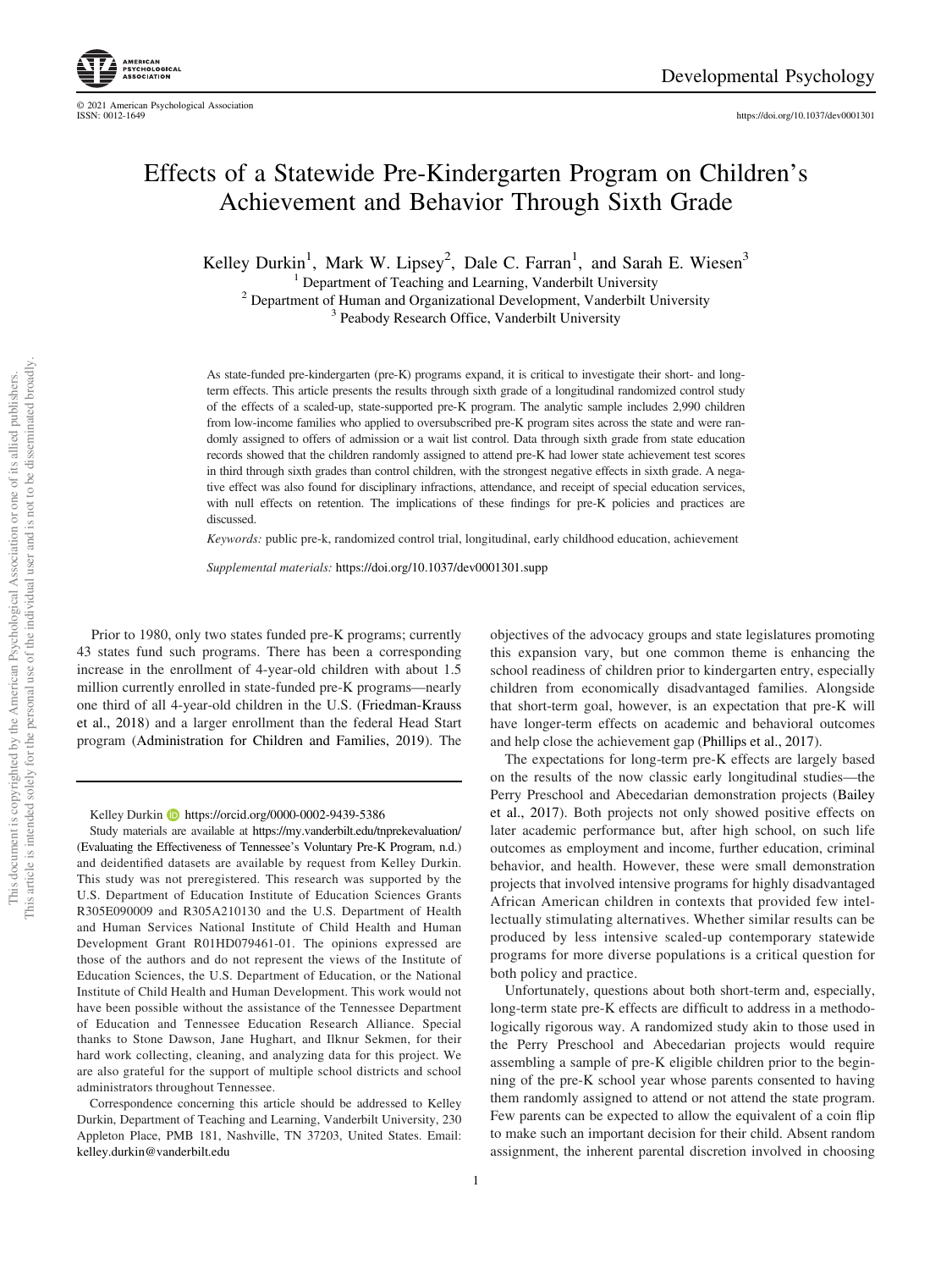# Effects of a Statewide Pre-Kindergarten Program on Children's Achievement and Behavior Through Sixth Grade

Kelley Durkin[1], Mark W. Lipsey[2], Dale C. Farran[1], and Sarah E. Wiesen[3]

[1] Department of Teaching and Learning, Vanderbilt University
[2] Department of Human and Organizational Development, Vanderbilt University
[3] Peabody Research Office, Vanderbilt University

As state-funded pre-kindergarten (pre-K) programs expand, it is critical to investigate their short- and long-term effects. This article presents the results through sixth grade of a longitudinal randomized control study of the effects of a scaled-up, state-supported pre-K program. The analytic sample includes 2,990 children from low-income families who applied to oversubscribed pre-K program sites across the state and were randomly assigned to offers of admission or a wait list control. Data through sixth grade from state education records showed that the children randomly assigned to attend pre-K had lower state achievement test scores in third through sixth grades than control children, with the strongest negative effects in sixth grade. A negative effect was also found for disciplinary infractions, attendance, and receipt of special education services, with null effects on retention. The implications of these findings for pre-K policies and practices are discussed.

*Keywords:* public pre-k, randomized control trial, longitudinal, early childhood education, achievement

*Supplemental materials:* https://doi.org/10.1037/dev0001301.supp

Prior to 1980, only two states funded pre-K programs; currently 43 states fund such programs. There has been a corresponding increase in the enrollment of 4-year-old children with about 1.5 million currently enrolled in state-funded pre-K programs—nearly one third of all 4-year-old children in the U.S. (Friedman-Krauss et al., 2018) and a larger enrollment than the federal Head Start program (Administration for Children and Families, 2019). The objectives of the advocacy groups and state legislatures promoting this expansion vary, but one common theme is enhancing the school readiness of children prior to kindergarten entry, especially children from economically disadvantaged families. Alongside that short-term goal, however, is an expectation that pre-K will have longer-term effects on academic and behavioral outcomes and help close the achievement gap (Phillips et al., 2017).

The expectations for long-term pre-K effects are largely based on the results of the now classic early longitudinal studies—the Perry Preschool and Abecedarian demonstration projects (Bailey et al., 2017). Both projects not only showed positive effects on later academic performance but, after high school, on such life outcomes as employment and income, further education, criminal behavior, and health. However, these were small demonstration projects that involved intensive programs for highly disadvantaged African American children in contexts that provided few intellectually stimulating alternatives. Whether similar results can be produced by less intensive scaled-up contemporary statewide programs for more diverse populations is a critical question for both policy and practice.

Unfortunately, questions about both short-term and, especially, long-term state pre-K effects are difficult to address in a methodologically rigorous way. A randomized study akin to those used in the Perry Preschool and Abecedarian projects would require assembling a sample of pre-K eligible children prior to the beginning of the pre-K school year whose parents consented to having them randomly assigned to attend or not attend the state program. Few parents can be expected to allow the equivalent of a coin flip to make such an important decision for their child. Absent random assignment, the inherent parental discretion involved in choosing

---

Kelley Durkin https://orcid.org/0000-0002-9439-5386

Study materials are available at https://my.vanderbilt.edu/tnprekevaluation/ (Evaluating the Effectiveness of Tennessee's Voluntary Pre-K Program, n.d.) and deidentified datasets are available by request from Kelley Durkin. This study was not preregistered. This research was supported by the U.S. Department of Education Institute of Education Sciences Grants R305E090009 and R305A210130 and the U.S. Department of Health and Human Services National Institute of Child Health and Human Development Grant R01HD079461-01. The opinions expressed are those of the authors and do not represent the views of the Institute of Education Sciences, the U.S. Department of Education, or the National Institute of Child Health and Human Development. This work would not have been possible without the assistance of the Tennessee Department of Education and Tennessee Education Research Alliance. Special thanks to Stone Dawson, Jane Hughart, and Ilknur Sekmen, for their hard work collecting, cleaning, and analyzing data for this project. We are also grateful for the support of multiple school districts and school administrators throughout Tennessee.

Correspondence concerning this article should be addressed to Kelley Durkin, Department of Teaching and Learning, Vanderbilt University, 230 Appleton Place, PMB 181, Nashville, TN 37203, United States. Email: kelley.durkin@vanderbilt.edu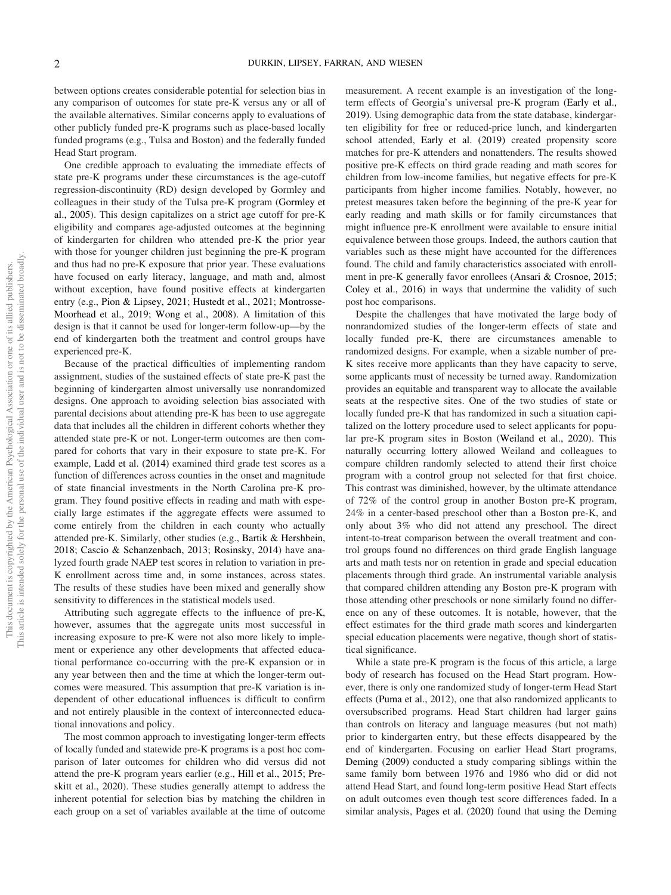between options creates considerable potential for selection bias in any comparison of outcomes for state pre-K versus any or all of the available alternatives. Similar concerns apply to evaluations of other publicly funded pre-K programs such as place-based locally funded programs (e.g., Tulsa and Boston) and the federally funded Head Start program.

One credible approach to evaluating the immediate effects of state pre-K programs under these circumstances is the age-cutoff regression-discontinuity (RD) design developed by Gormley and colleagues in their study of the Tulsa pre-K program (Gormley et al., 2005). This design capitalizes on a strict age cutoff for pre-K eligibility and compares age-adjusted outcomes at the beginning of kindergarten for children who attended pre-K the prior year with those for younger children just beginning the pre-K program and thus had no pre-K exposure that prior year. These evaluations have focused on early literacy, language, and math and, almost without exception, have found positive effects at kindergarten entry (e.g., Pion & Lipsey, 2021; Hustedt et al., 2021; Montrosse-Moorhead et al., 2019; Wong et al., 2008). A limitation of this design is that it cannot be used for longer-term follow-up—by the end of kindergarten both the treatment and control groups have experienced pre-K.

Because of the practical difficulties of implementing random assignment, studies of the sustained effects of state pre-K past the beginning of kindergarten almost universally use nonrandomized designs. One approach to avoiding selection bias associated with parental decisions about attending pre-K has been to use aggregate data that includes all the children in different cohorts whether they attended state pre-K or not. Longer-term outcomes are then compared for cohorts that vary in their exposure to state pre-K. For example, Ladd et al. (2014) examined third grade test scores as a function of differences across counties in the onset and magnitude of state financial investments in the North Carolina pre-K program. They found positive effects in reading and math with especially large estimates if the aggregate effects were assumed to come entirely from the children in each county who actually attended pre-K. Similarly, other studies (e.g., Bartik & Hershbein, 2018; Cascio & Schanzenbach, 2013; Rosinsky, 2014) have analyzed fourth grade NAEP test scores in relation to variation in pre-K enrollment across time and, in some instances, across states. The results of these studies have been mixed and generally show sensitivity to differences in the statistical models used.

Attributing such aggregate effects to the influence of pre-K, however, assumes that the aggregate units most successful in increasing exposure to pre-K were not also more likely to implement or experience any other developments that affected educational performance co-occurring with the pre-K expansion or in any year between then and the time at which the longer-term outcomes were measured. This assumption that pre-K variation is independent of other educational influences is difficult to confirm and not entirely plausible in the context of interconnected educational innovations and policy.

The most common approach to investigating longer-term effects of locally funded and statewide pre-K programs is a post hoc comparison of later outcomes for children who did versus did not attend the pre-K program years earlier (e.g., Hill et al., 2015; Preskitt et al., 2020). These studies generally attempt to address the inherent potential for selection bias by matching the children in each group on a set of variables available at the time of outcome measurement. A recent example is an investigation of the long-term effects of Georgia's universal pre-K program (Early et al., 2019). Using demographic data from the state database, kindergarten eligibility for free or reduced-price lunch, and kindergarten school attended, Early et al. (2019) created propensity score matches for pre-K attenders and nonattenders. The results showed positive pre-K effects on third grade reading and math scores for children from low-income families, but negative effects for pre-K participants from higher income families. Notably, however, no pretest measures taken before the beginning of the pre-K year for early reading and math skills or for family circumstances that might influence pre-K enrollment were available to ensure initial equivalence between those groups. Indeed, the authors caution that variables such as these might have accounted for the differences found. The child and family characteristics associated with enrollment in pre-K generally favor enrollees (Ansari & Crosnoe, 2015; Coley et al., 2016) in ways that undermine the validity of such post hoc comparisons.

Despite the challenges that have motivated the large body of nonrandomized studies of the longer-term effects of state and locally funded pre-K, there are circumstances amenable to randomized designs. For example, when a sizable number of pre-K sites receive more applicants than they have capacity to serve, some applicants must of necessity be turned away. Randomization provides an equitable and transparent way to allocate the available seats at the respective sites. One of the two studies of state or locally funded pre-K that has randomized in such a situation capitalized on the lottery procedure used to select applicants for popular pre-K program sites in Boston (Weiland et al., 2020). This naturally occurring lottery allowed Weiland and colleagues to compare children randomly selected to attend their first choice program with a control group not selected for that first choice. This contrast was diminished, however, by the ultimate attendance of 72% of the control group in another Boston pre-K program, 24% in a center-based preschool other than a Boston pre-K, and only about 3% who did not attend any preschool. The direct intent-to-treat comparison between the overall treatment and control groups found no differences on third grade English language arts and math tests nor on retention in grade and special education placements through third grade. An instrumental variable analysis that compared children attending any Boston pre-K program with those attending other preschools or none similarly found no difference on any of these outcomes. It is notable, however, that the effect estimates for the third grade math scores and kindergarten special education placements were negative, though short of statistical significance.

While a state pre-K program is the focus of this article, a large body of research has focused on the Head Start program. However, there is only one randomized study of longer-term Head Start effects (Puma et al., 2012), one that also randomized applicants to oversubscribed programs. Head Start children had larger gains than controls on literacy and language measures (but not math) prior to kindergarten entry, but these effects disappeared by the end of kindergarten. Focusing on earlier Head Start programs, Deming (2009) conducted a study comparing siblings within the same family born between 1976 and 1986 who did or did not attend Head Start, and found long-term positive Head Start effects on adult outcomes even though test score differences faded. In a similar analysis, Pages et al. (2020) found that using the Deming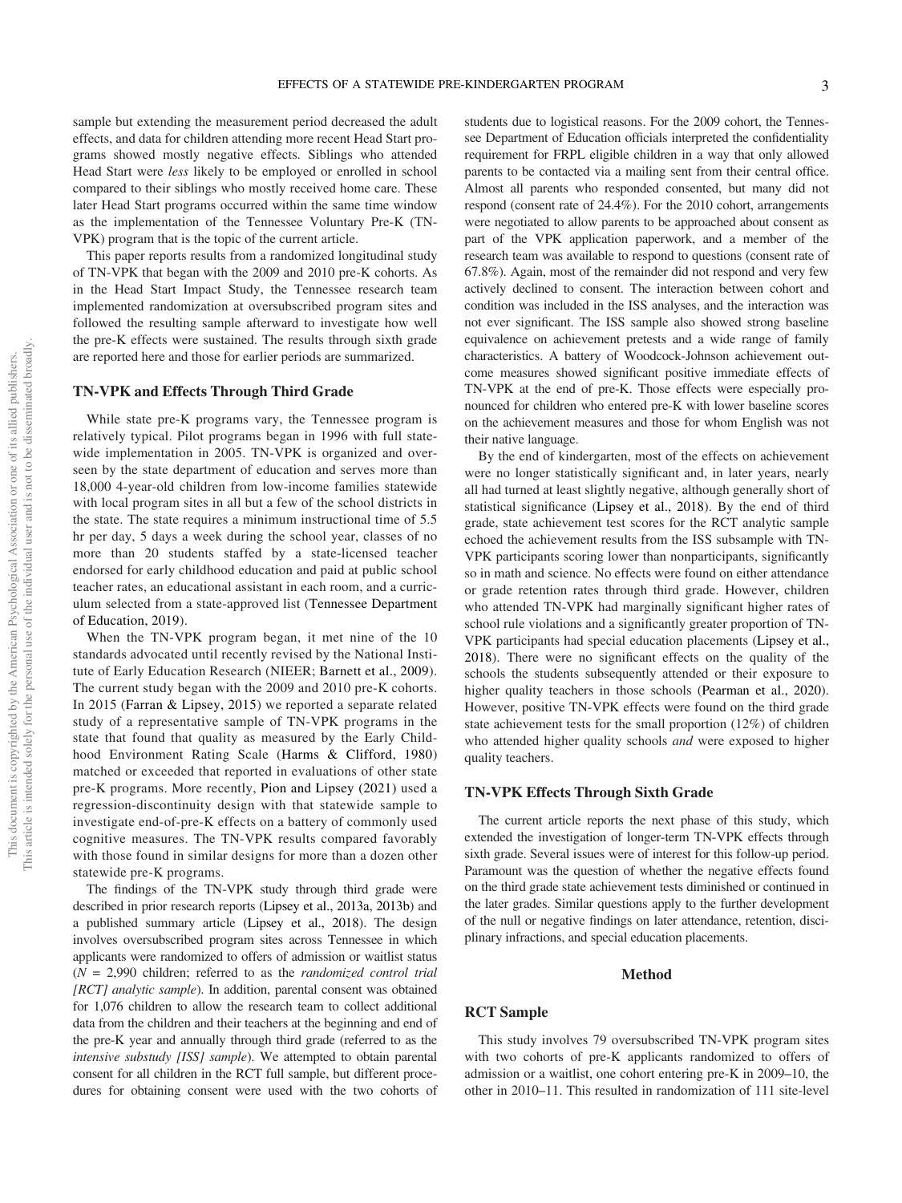sample but extending the measurement period decreased the adult effects, and data for children attending more recent Head Start programs showed mostly negative effects. Siblings who attended Head Start were *less* likely to be employed or enrolled in school compared to their siblings who mostly received home care. These later Head Start programs occurred within the same time window as the implementation of the Tennessee Voluntary Pre-K (TN-VPK) program that is the topic of the current article.

This paper reports results from a randomized longitudinal study of TN-VPK that began with the 2009 and 2010 pre-K cohorts. As in the Head Start Impact Study, the Tennessee research team implemented randomization at oversubscribed program sites and followed the resulting sample afterward to investigate how well the pre-K effects were sustained. The results through sixth grade are reported here and those for earlier periods are summarized.

## TN-VPK and Effects Through Third Grade

While state pre-K programs vary, the Tennessee program is relatively typical. Pilot programs began in 1996 with full statewide implementation in 2005. TN-VPK is organized and overseen by the state department of education and serves more than 18,000 4-year-old children from low-income families statewide with local program sites in all but a few of the school districts in the state. The state requires a minimum instructional time of 5.5 hr per day, 5 days a week during the school year, classes of no more than 20 students staffed by a state-licensed teacher endorsed for early childhood education and paid at public school teacher rates, an educational assistant in each room, and a curriculum selected from a state-approved list (Tennessee Department of Education, 2019).

When the TN-VPK program began, it met nine of the 10 standards advocated until recently revised by the National Institute of Early Education Research (NIEER; Barnett et al., 2009). The current study began with the 2009 and 2010 pre-K cohorts. In 2015 (Farran & Lipsey, 2015) we reported a separate related study of a representative sample of TN-VPK programs in the state that found that quality as measured by the Early Childhood Environment Rating Scale (Harms & Clifford, 1980) matched or exceeded that reported in evaluations of other state pre-K programs. More recently, Pion and Lipsey (2021) used a regression-discontinuity design with that statewide sample to investigate end-of-pre-K effects on a battery of commonly used cognitive measures. The TN-VPK results compared favorably with those found in similar designs for more than a dozen other statewide pre-K programs.

The findings of the TN-VPK study through third grade were described in prior research reports (Lipsey et al., 2013a, 2013b) and a published summary article (Lipsey et al., 2018). The design involves oversubscribed program sites across Tennessee in which applicants were randomized to offers of admission or waitlist status ($N$ = 2,990 children; referred to as the *randomized control trial [RCT] analytic sample*). In addition, parental consent was obtained for 1,076 children to allow the research team to collect additional data from the children and their teachers at the beginning and end of the pre-K year and annually through third grade (referred to as the *intensive substudy [ISS] sample*). We attempted to obtain parental consent for all children in the RCT full sample, but different procedures for obtaining consent were used with the two cohorts of students due to logistical reasons. For the 2009 cohort, the Tennessee Department of Education officials interpreted the confidentiality requirement for FRPL eligible children in a way that only allowed parents to be contacted via a mailing sent from their central office. Almost all parents who responded consented, but many did not respond (consent rate of 24.4%). For the 2010 cohort, arrangements were negotiated to allow parents to be approached about consent as part of the VPK application paperwork, and a member of the research team was available to respond to questions (consent rate of 67.8%). Again, most of the remainder did not respond and very few actively declined to consent. The interaction between cohort and condition was included in the ISS analyses, and the interaction was not ever significant. The ISS sample also showed strong baseline equivalence on achievement pretests and a wide range of family characteristics. A battery of Woodcock-Johnson achievement outcome measures showed significant positive immediate effects of TN-VPK at the end of pre-K. Those effects were especially pronounced for children who entered pre-K with lower baseline scores on the achievement measures and those for whom English was not their native language.

By the end of kindergarten, most of the effects on achievement were no longer statistically significant and, in later years, nearly all had turned at least slightly negative, although generally short of statistical significance (Lipsey et al., 2018). By the end of third grade, state achievement test scores for the RCT analytic sample echoed the achievement results from the ISS subsample with TN-VPK participants scoring lower than nonparticipants, significantly so in math and science. No effects were found on either attendance or grade retention rates through third grade. However, children who attended TN-VPK had marginally significant higher rates of school rule violations and a significantly greater proportion of TN-VPK participants had special education placements (Lipsey et al., 2018). There were no significant effects on the quality of the schools the students subsequently attended or their exposure to higher quality teachers in those schools (Pearman et al., 2020). However, positive TN-VPK effects were found on the third grade state achievement tests for the small proportion (12%) of children who attended higher quality schools *and* were exposed to higher quality teachers.

## TN-VPK Effects Through Sixth Grade

The current article reports the next phase of this study, which extended the investigation of longer-term TN-VPK effects through sixth grade. Several issues were of interest for this follow-up period. Paramount was the question of whether the negative effects found on the third grade state achievement tests diminished or continued in the later grades. Similar questions apply to the further development of the null or negative findings on later attendance, retention, disciplinary infractions, and special education placements.

# Method

## RCT Sample

This study involves 79 oversubscribed TN-VPK program sites with two cohorts of pre-K applicants randomized to offers of admission or a waitlist, one cohort entering pre-K in 2009–10, the other in 2010–11. This resulted in randomization of 111 site-level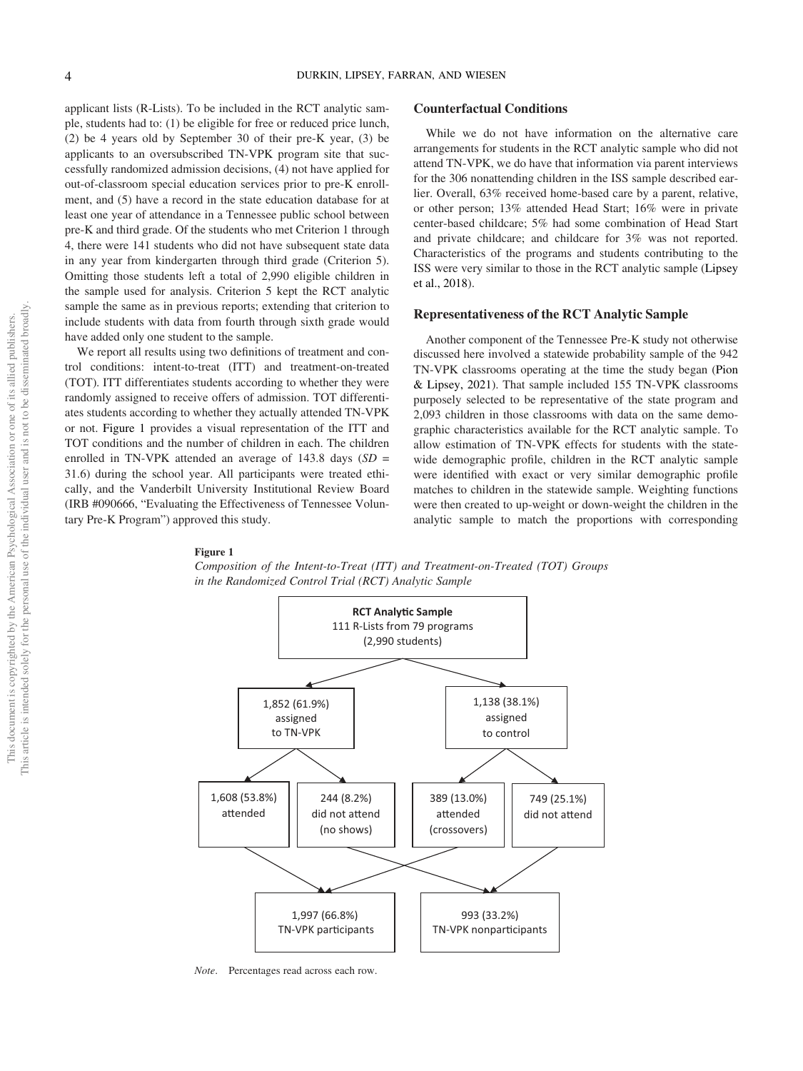applicant lists (R-Lists). To be included in the RCT analytic sample, students had to: (1) be eligible for free or reduced price lunch, (2) be 4 years old by September 30 of their pre-K year, (3) be applicants to an oversubscribed TN-VPK program site that successfully randomized admission decisions, (4) not have applied for out-of-classroom special education services prior to pre-K enrollment, and (5) have a record in the state education database for at least one year of attendance in a Tennessee public school between pre-K and third grade. Of the students who met Criterion 1 through 4, there were 141 students who did not have subsequent state data in any year from kindergarten through third grade (Criterion 5). Omitting those students left a total of 2,990 eligible children in the sample used for analysis. Criterion 5 kept the RCT analytic sample the same as in previous reports; extending that criterion to include students with data from fourth through sixth grade would have added only one student to the sample.

We report all results using two definitions of treatment and control conditions: intent-to-treat (ITT) and treatment-on-treated (TOT). ITT differentiates students according to whether they were randomly assigned to receive offers of admission. TOT differentiates students according to whether they actually attended TN-VPK or not. Figure 1 provides a visual representation of the ITT and TOT conditions and the number of children in each. The children enrolled in TN-VPK attended an average of 143.8 days ($SD$ = 31.6) during the school year. All participants were treated ethically, and the Vanderbilt University Institutional Review Board (IRB #090666, "Evaluating the Effectiveness of Tennessee Voluntary Pre-K Program") approved this study.

## Counterfactual Conditions

While we do not have information on the alternative care arrangements for students in the RCT analytic sample who did not attend TN-VPK, we do have that information via parent interviews for the 306 nonattending children in the ISS sample described earlier. Overall, 63% received home-based care by a parent, relative, or other person; 13% attended Head Start; 16% were in private center-based childcare; 5% had some combination of Head Start and private childcare; and childcare for 3% was not reported. Characteristics of the programs and students contributing to the ISS were very similar to those in the RCT analytic sample (Lipsey et al., 2018).

## Representativeness of the RCT Analytic Sample

Another component of the Tennessee Pre-K study not otherwise discussed here involved a statewide probability sample of the 942 TN-VPK classrooms operating at the time the study began (Pion & Lipsey, 2021). That sample included 155 TN-VPK classrooms purposely selected to be representative of the state program and 2,093 children in those classrooms with data on the same demographic characteristics available for the RCT analytic sample. To allow estimation of TN-VPK effects for students with the statewide demographic profile, children in the RCT analytic sample were identified with exact or very similar demographic profile matches to children in the statewide sample. Weighting functions were then created to up-weight or down-weight the children in the analytic sample to match the proportions with corresponding

**Figure 1**

*Composition of the Intent-to-Treat (ITT) and Treatment-on-Treated (TOT) Groups in the Randomized Control Trial (RCT) Analytic Sample*

**RCT Analytic Sample**
111 R-Lists from 79 programs
(2,990 students)

- 1,852 (61.9%) assigned to TN-VPK
  - 1,608 (53.8%) attended
  - 244 (8.2%) did not attend (no shows)
- 1,138 (38.1%) assigned to control
  - 389 (13.0%) attended (crossovers)
  - 749 (25.1%) did not attend

1,997 (66.8%) TN-VPK participants

993 (33.2%) TN-VPK nonparticipants

*Note*. Percentages read across each row.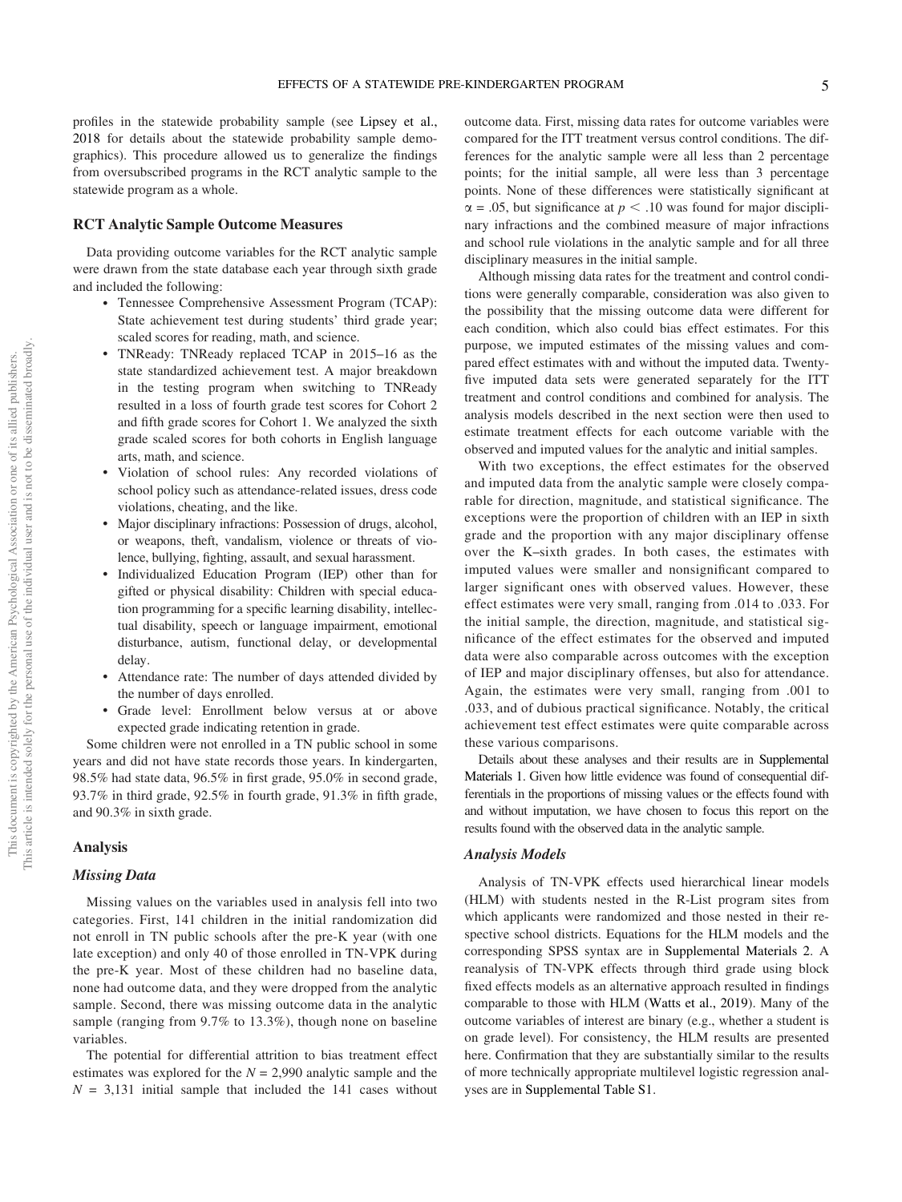profiles in the statewide probability sample (see Lipsey et al., 2018 for details about the statewide probability sample demographics). This procedure allowed us to generalize the findings from oversubscribed programs in the RCT analytic sample to the statewide program as a whole.

## RCT Analytic Sample Outcome Measures

Data providing outcome variables for the RCT analytic sample were drawn from the state database each year through sixth grade and included the following:

- Tennessee Comprehensive Assessment Program (TCAP): State achievement test during students' third grade year; scaled scores for reading, math, and science.
- TNReady: TNReady replaced TCAP in 2015–16 as the state standardized achievement test. A major breakdown in the testing program when switching to TNReady resulted in a loss of fourth grade test scores for Cohort 2 and fifth grade scores for Cohort 1. We analyzed the sixth grade scaled scores for both cohorts in English language arts, math, and science.
- Violation of school rules: Any recorded violations of school policy such as attendance-related issues, dress code violations, cheating, and the like.
- Major disciplinary infractions: Possession of drugs, alcohol, or weapons, theft, vandalism, violence or threats of violence, bullying, fighting, assault, and sexual harassment.
- Individualized Education Program (IEP) other than for gifted or physical disability: Children with special education programming for a specific learning disability, intellectual disability, speech or language impairment, emotional disturbance, autism, functional delay, or developmental delay.
- Attendance rate: The number of days attended divided by the number of days enrolled.
- Grade level: Enrollment below versus at or above expected grade indicating retention in grade.

Some children were not enrolled in a TN public school in some years and did not have state records those years. In kindergarten, 98.5% had state data, 96.5% in first grade, 95.0% in second grade, 93.7% in third grade, 92.5% in fourth grade, 91.3% in fifth grade, and 90.3% in sixth grade.

## Analysis

### *Missing Data*

Missing values on the variables used in analysis fell into two categories. First, 141 children in the initial randomization did not enroll in TN public schools after the pre-K year (with one late exception) and only 40 of those enrolled in TN-VPK during the pre-K year. Most of these children had no baseline data, none had outcome data, and they were dropped from the analytic sample. Second, there was missing outcome data in the analytic sample (ranging from 9.7% to 13.3%), though none on baseline variables.

The potential for differential attrition to bias treatment effect estimates was explored for the $N = 2{,}990$ analytic sample and the $N = 3{,}131$ initial sample that included the 141 cases without outcome data. First, missing data rates for outcome variables were compared for the ITT treatment versus control conditions. The differences for the analytic sample were all less than 2 percentage points; for the initial sample, all were less than 3 percentage points. None of these differences were statistically significant at $\alpha = .05$, but significance at $p < .10$ was found for major disciplinary infractions and the combined measure of major infractions and school rule violations in the analytic sample and for all three disciplinary measures in the initial sample.

Although missing data rates for the treatment and control conditions were generally comparable, consideration was also given to the possibility that the missing outcome data were different for each condition, which also could bias effect estimates. For this purpose, we imputed estimates of the missing values and compared effect estimates with and without the imputed data. Twenty-five imputed data sets were generated separately for the ITT treatment and control conditions and combined for analysis. The analysis models described in the next section were then used to estimate treatment effects for each outcome variable with the observed and imputed values for the analytic and initial samples.

With two exceptions, the effect estimates for the observed and imputed data from the analytic sample were closely comparable for direction, magnitude, and statistical significance. The exceptions were the proportion of children with an IEP in sixth grade and the proportion with any major disciplinary offense over the K–sixth grades. In both cases, the estimates with imputed values were smaller and nonsignificant compared to larger significant ones with observed values. However, these effect estimates were very small, ranging from .014 to .033. For the initial sample, the direction, magnitude, and statistical significance of the effect estimates for the observed and imputed data were also comparable across outcomes with the exception of IEP and major disciplinary offenses, but also for attendance. Again, the estimates were very small, ranging from .001 to .033, and of dubious practical significance. Notably, the critical achievement test effect estimates were quite comparable across these various comparisons.

Details about these analyses and their results are in Supplemental Materials 1. Given how little evidence was found of consequential differentials in the proportions of missing values or the effects found with and without imputation, we have chosen to focus this report on the results found with the observed data in the analytic sample.

### *Analysis Models*

Analysis of TN-VPK effects used hierarchical linear models (HLM) with students nested in the R-List program sites from which applicants were randomized and those nested in their respective school districts. Equations for the HLM models and the corresponding SPSS syntax are in Supplemental Materials 2. A reanalysis of TN-VPK effects through third grade using block fixed effects models as an alternative approach resulted in findings comparable to those with HLM (Watts et al., 2019). Many of the outcome variables of interest are binary (e.g., whether a student is on grade level). For consistency, the HLM results are presented here. Confirmation that they are substantially similar to the results of more technically appropriate multilevel logistic regression analyses are in Supplemental Table S1.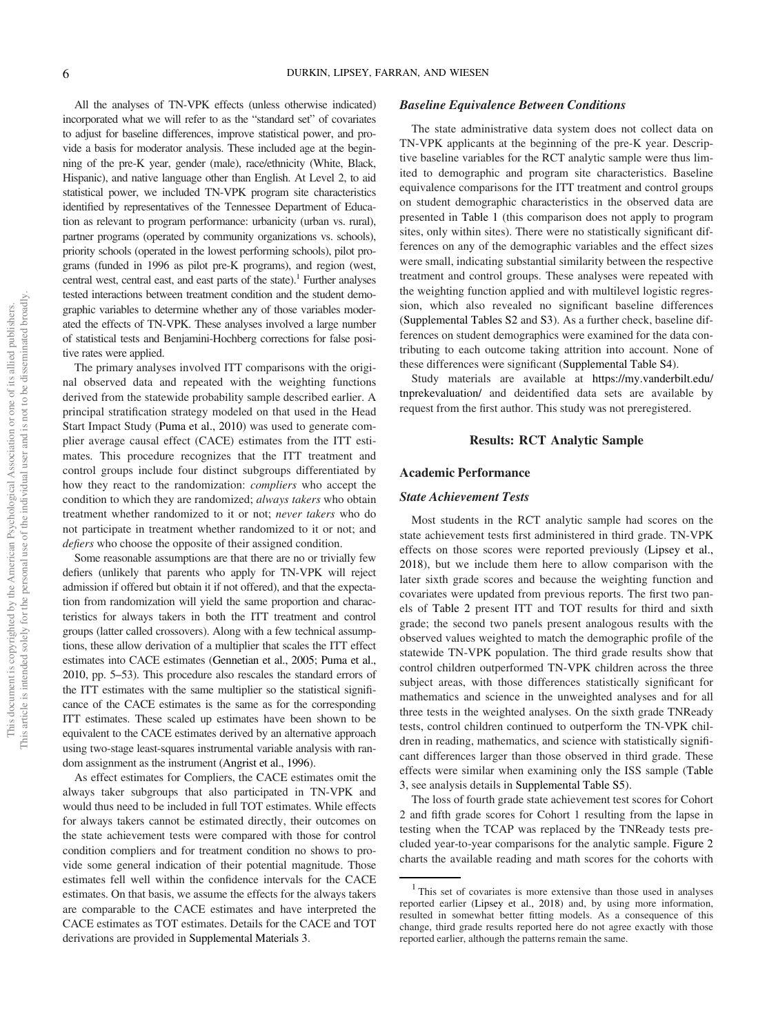All the analyses of TN-VPK effects (unless otherwise indicated) incorporated what we will refer to as the "standard set" of covariates to adjust for baseline differences, improve statistical power, and provide a basis for moderator analysis. These included age at the beginning of the pre-K year, gender (male), race/ethnicity (White, Black, Hispanic), and native language other than English. At Level 2, to aid statistical power, we included TN-VPK program site characteristics identified by representatives of the Tennessee Department of Education as relevant to program performance: urbanicity (urban vs. rural), partner programs (operated by community organizations vs. schools), priority schools (operated in the lowest performing schools), pilot programs (funded in 1996 as pilot pre-K programs), and region (west, central west, central east, and east parts of the state).[1] Further analyses tested interactions between treatment condition and the student demographic variables to determine whether any of those variables moderated the effects of TN-VPK. These analyses involved a large number of statistical tests and Benjamini-Hochberg corrections for false positive rates were applied.

The primary analyses involved ITT comparisons with the original observed data and repeated with the weighting functions derived from the statewide probability sample described earlier. A principal stratification strategy modeled on that used in the Head Start Impact Study (Puma et al., 2010) was used to generate complier average causal effect (CACE) estimates from the ITT estimates. This procedure recognizes that the ITT treatment and control groups include four distinct subgroups differentiated by how they react to the randomization: *compliers* who accept the condition to which they are randomized; *always takers* who obtain treatment whether randomized to it or not; *never takers* who do not participate in treatment whether randomized to it or not; and *defiers* who choose the opposite of their assigned condition.

Some reasonable assumptions are that there are no or trivially few defiers (unlikely that parents who apply for TN-VPK will reject admission if offered but obtain it if not offered), and that the expectation from randomization will yield the same proportion and characteristics for always takers in both the ITT treatment and control groups (latter called crossovers). Along with a few technical assumptions, these allow derivation of a multiplier that scales the ITT effect estimates into CACE estimates (Gennetian et al., 2005; Puma et al., 2010, pp. 5–53). This procedure also rescales the standard errors of the ITT estimates with the same multiplier so the statistical significance of the CACE estimates is the same as for the corresponding ITT estimates. These scaled up estimates have been shown to be equivalent to the CACE estimates derived by an alternative approach using two-stage least-squares instrumental variable analysis with random assignment as the instrument (Angrist et al., 1996).

As effect estimates for Compliers, the CACE estimates omit the always taker subgroups that also participated in TN-VPK and would thus need to be included in full TOT estimates. While effects for always takers cannot be estimated directly, their outcomes on the state achievement tests were compared with those for control condition compliers and for treatment condition no shows to provide some general indication of their potential magnitude. Those estimates fell well within the confidence intervals for the CACE estimates. On that basis, we assume the effects for the always takers are comparable to the CACE estimates and have interpreted the CACE estimates as TOT estimates. Details for the CACE and TOT derivations are provided in Supplemental Materials 3.

### Baseline Equivalence Between Conditions

The state administrative data system does not collect data on TN-VPK applicants at the beginning of the pre-K year. Descriptive baseline variables for the RCT analytic sample were thus limited to demographic and program site characteristics. Baseline equivalence comparisons for the ITT treatment and control groups on student demographic characteristics in the observed data are presented in Table 1 (this comparison does not apply to program sites, only within sites). There were no statistically significant differences on any of the demographic variables and the effect sizes were small, indicating substantial similarity between the respective treatment and control groups. These analyses were repeated with the weighting function applied and with multilevel logistic regression, which also revealed no significant baseline differences (Supplemental Tables S2 and S3). As a further check, baseline differences on student demographics were examined for the data contributing to each outcome taking attrition into account. None of these differences were significant (Supplemental Table S4).

Study materials are available at https://my.vanderbilt.edu/tnprekevaluation/ and deidentified data sets are available by request from the first author. This study was not preregistered.

## Results: RCT Analytic Sample

### Academic Performance

### State Achievement Tests

Most students in the RCT analytic sample had scores on the state achievement tests first administered in third grade. TN-VPK effects on those scores were reported previously (Lipsey et al., 2018), but we include them here to allow comparison with the later sixth grade scores and because the weighting function and covariates were updated from previous reports. The first two panels of Table 2 present ITT and TOT results for third and sixth grade; the second two panels present analogous results with the observed values weighted to match the demographic profile of the statewide TN-VPK population. The third grade results show that control children outperformed TN-VPK children across the three subject areas, with those differences statistically significant for mathematics and science in the unweighted analyses and for all three tests in the weighted analyses. On the sixth grade TNReady tests, control children continued to outperform the TN-VPK children in reading, mathematics, and science with statistically significant differences larger than those observed in third grade. These effects were similar when examining only the ISS sample (Table 3, see analysis details in Supplemental Table S5).

The loss of fourth grade state achievement test scores for Cohort 2 and fifth grade scores for Cohort 1 resulting from the lapse in testing when the TCAP was replaced by the TNReady tests precluded year-to-year comparisons for the analytic sample. Figure 2 charts the available reading and math scores for the cohorts with

[1] This set of covariates is more extensive than those used in analyses reported earlier (Lipsey et al., 2018) and, by using more information, resulted in somewhat better fitting models. As a consequence of this change, third grade results reported here do not agree exactly with those reported earlier, although the patterns remain the same.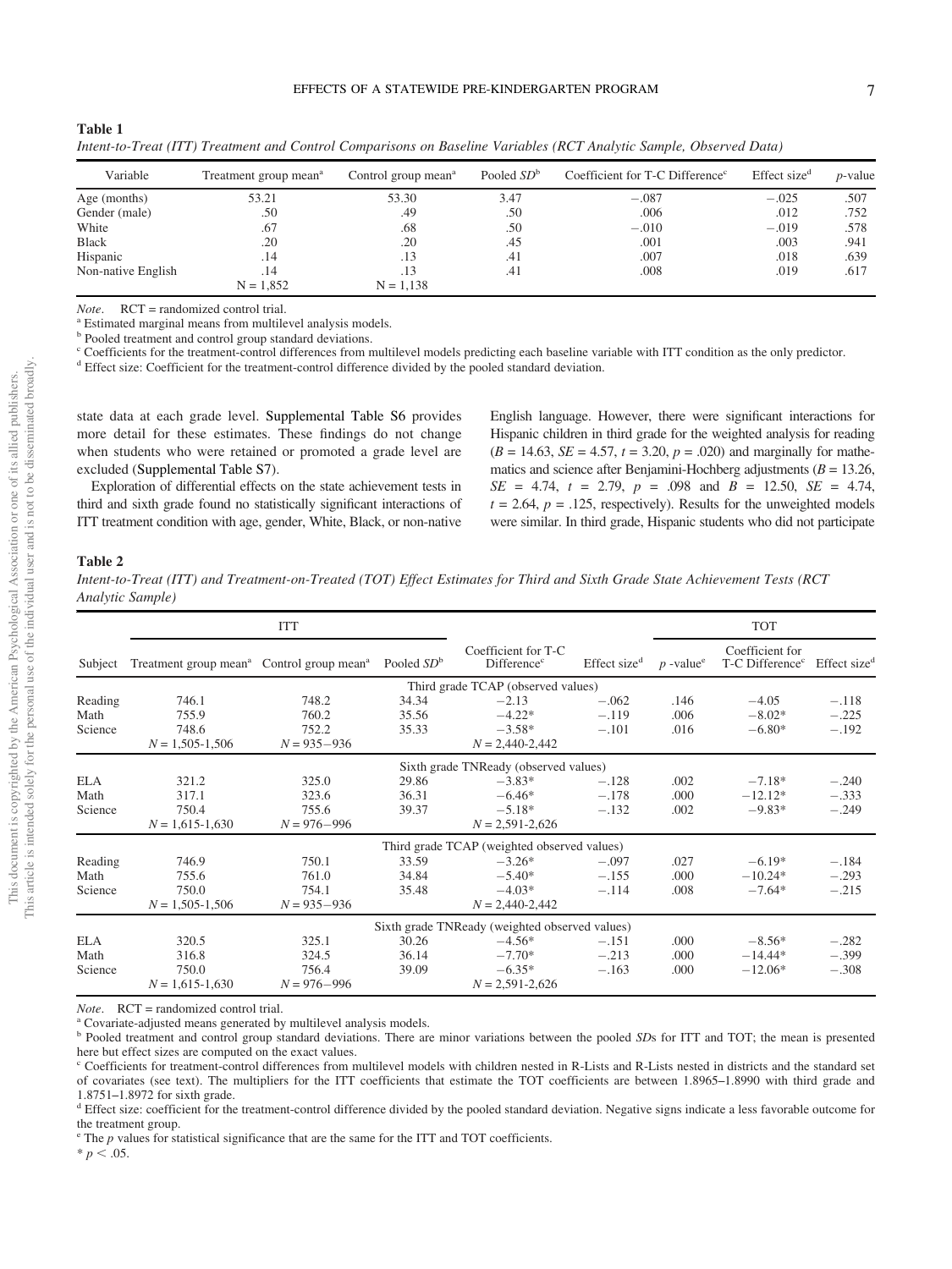**Table 1**

*Intent-to-Treat (ITT) Treatment and Control Comparisons on Baseline Variables (RCT Analytic Sample, Observed Data)*

| Variable | Treatment group mean[a] | Control group mean[a] | Pooled *SD*[b] | Coefficient for T-C Difference[c] | Effect size[d] | *p*-value |
|---|---|---|---|---|---|---|
| Age (months) | 53.21 | 53.30 | 3.47 | −.087 | −.025 | .507 |
| Gender (male) | .50 | .49 | .50 | .006 | .012 | .752 |
| White | .67 | .68 | .50 | −.010 | −.019 | .578 |
| Black | .20 | .20 | .45 | .001 | .003 | .941 |
| Hispanic | .14 | .13 | .41 | .007 | .018 | .639 |
| Non-native English | .14 | .13 | .41 | .008 | .019 | .617 |
| | N = 1,852 | N = 1,138 | | | | |

*Note*. RCT = randomized control trial.
[a] Estimated marginal means from multilevel analysis models.
[b] Pooled treatment and control group standard deviations.
[c] Coefficients for the treatment-control differences from multilevel models predicting each baseline variable with ITT condition as the only predictor.
[d] Effect size: Coefficient for the treatment-control difference divided by the pooled standard deviation.

state data at each grade level. Supplemental Table S6 provides more detail for these estimates. These findings do not change when students who were retained or promoted a grade level are excluded (Supplemental Table S7).

Exploration of differential effects on the state achievement tests in third and sixth grade found no statistically significant interactions of ITT treatment condition with age, gender, White, Black, or non-native English language. However, there were significant interactions for Hispanic children in third grade for the weighted analysis for reading ($B = 14.63$, $SE = 4.57$, $t = 3.20$, $p = .020$) and marginally for mathematics and science after Benjamini-Hochberg adjustments ($B = 13.26$, $SE = 4.74$, $t = 2.79$, $p = .098$ and $B = 12.50$, $SE = 4.74$, $t = 2.64$, $p = .125$, respectively). Results for the unweighted models were similar. In third grade, Hispanic students who did not participate

**Table 2**

*Intent-to-Treat (ITT) and Treatment-on-Treated (TOT) Effect Estimates for Third and Sixth Grade State Achievement Tests (RCT Analytic Sample)*

| | ITT | | | | | | TOT | |
|---|---|---|---|---|---|---|---|---|
| Subject | Treatment group mean[a] | Control group mean[a] | Pooled *SD*[b] | Coefficient for T-C Difference[c] | Effect size[d] | *p* -value[e] | Coefficient for T-C Difference[c] | Effect size[d] |
| | | | | Third grade TCAP (observed values) | | | | |
| Reading | 746.1 | 748.2 | 34.34 | −2.13 | −.062 | .146 | −4.05 | −.118 |
| Math | 755.9 | 760.2 | 35.56 | −4.22* | −.119 | .006 | −8.02* | −.225 |
| Science | 748.6 | 752.2 | 35.33 | −3.58* | −.101 | .016 | −6.80* | −.192 |
| | *N* = 1,505-1,506 | *N* = 935−936 | | *N* = 2,440-2,442 | | | | |
| | | | | Sixth grade TNReady (observed values) | | | | |
| ELA | 321.2 | 325.0 | 29.86 | −3.83* | −.128 | .002 | −7.18* | −.240 |
| Math | 317.1 | 323.6 | 36.31 | −6.46* | −.178 | .000 | −12.12* | −.333 |
| Science | 750.4 | 755.6 | 39.37 | −5.18* | −.132 | .002 | −9.83* | −.249 |
| | *N* = 1,615-1,630 | *N* = 976−996 | | *N* = 2,591-2,626 | | | | |
| | | | | Third grade TCAP (weighted observed values) | | | | |
| Reading | 746.9 | 750.1 | 33.59 | −3.26* | −.097 | .027 | −6.19* | −.184 |
| Math | 755.6 | 761.0 | 34.84 | −5.40* | −.155 | .000 | −10.24* | −.293 |
| Science | 750.0 | 754.1 | 35.48 | −4.03* | −.114 | .008 | −7.64* | −.215 |
| | *N* = 1,505-1,506 | *N* = 935−936 | | *N* = 2,440-2,442 | | | | |
| | | | | Sixth grade TNReady (weighted observed values) | | | | |
| ELA | 320.5 | 325.1 | 30.26 | −4.56* | −.151 | .000 | −8.56* | −.282 |
| Math | 316.8 | 324.5 | 36.14 | −7.70* | −.213 | .000 | −14.44* | −.399 |
| Science | 750.0 | 756.4 | 39.09 | −6.35* | −.163 | .000 | −12.06* | −.308 |
| | *N* = 1,615-1,630 | *N* = 976−996 | | *N* = 2,591-2,626 | | | | |

*Note*. RCT = randomized control trial.
[a] Covariate-adjusted means generated by multilevel analysis models.
[b] Pooled treatment and control group standard deviations. There are minor variations between the pooled *SD*s for ITT and TOT; the mean is presented here but effect sizes are computed on the exact values.
[c] Coefficients for treatment-control differences from multilevel models with children nested in R-Lists and R-Lists nested in districts and the standard set of covariates (see text). The multipliers for the ITT coefficients that estimate the TOT coefficients are between 1.8965–1.8990 with third grade and 1.8751–1.8972 for sixth grade.
[d] Effect size: coefficient for the treatment-control difference divided by the pooled standard deviation. Negative signs indicate a less favorable outcome for the treatment group.
[e] The *p* values for statistical significance that are the same for the ITT and TOT coefficients.
\* $p < .05$.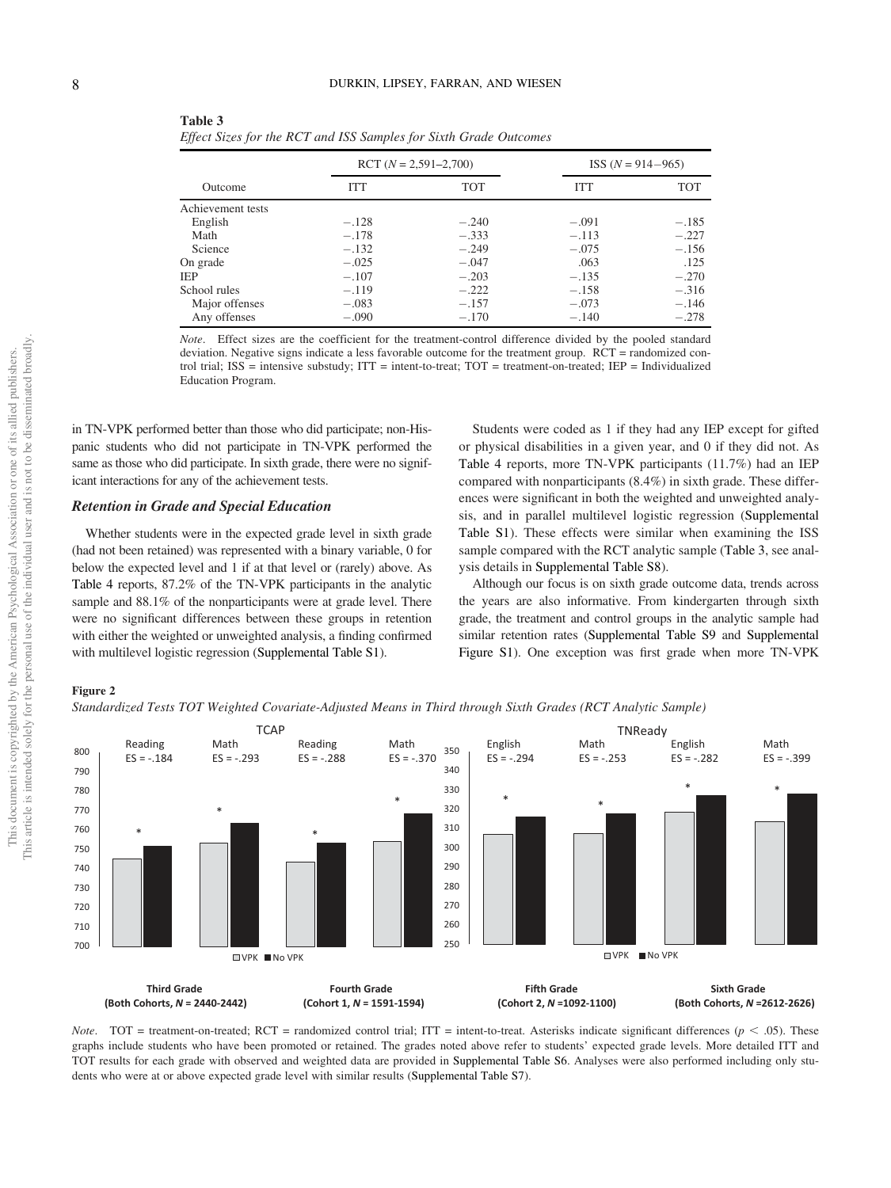**Table 3**

*Effect Sizes for the RCT and ISS Samples for Sixth Grade Outcomes*

| Outcome | RCT ($N$ = 2,591–2,700) | | ISS ($N$ = 914−965) | |
|---|---|---|---|---|
| | ITT | TOT | ITT | TOT |
| Achievement tests | | | | |
| English | −.128 | −.240 | −.091 | −.185 |
| Math | −.178 | −.333 | −.113 | −.227 |
| Science | −.132 | −.249 | −.075 | −.156 |
| On grade | −.025 | −.047 | .063 | .125 |
| IEP | −.107 | −.203 | −.135 | −.270 |
| School rules | −.119 | −.222 | −.158 | −.316 |
| Major offenses | −.083 | −.157 | −.073 | −.146 |
| Any offenses | −.090 | −.170 | −.140 | −.278 |

*Note*. Effect sizes are the coefficient for the treatment-control difference divided by the pooled standard deviation. Negative signs indicate a less favorable outcome for the treatment group. RCT = randomized control trial; ISS = intensive substudy; ITT = intent-to-treat; TOT = treatment-on-treated; IEP = Individualized Education Program.

in TN-VPK performed better than those who did participate; non-Hispanic students who did not participate in TN-VPK performed the same as those who did participate. In sixth grade, there were no significant interactions for any of the achievement tests.

### *Retention in Grade and Special Education*

Whether students were in the expected grade level in sixth grade (had not been retained) was represented with a binary variable, 0 for below the expected level and 1 if at that level or (rarely) above. As Table 4 reports, 87.2% of the TN-VPK participants in the analytic sample and 88.1% of the nonparticipants were at grade level. There were no significant differences between these groups in retention with either the weighted or unweighted analysis, a finding confirmed with multilevel logistic regression (Supplemental Table S1).

Students were coded as 1 if they had any IEP except for gifted or physical disabilities in a given year, and 0 if they did not. As Table 4 reports, more TN-VPK participants (11.7%) had an IEP compared with nonparticipants (8.4%) in sixth grade. These differences were significant in both the weighted and unweighted analysis, and in parallel multilevel logistic regression (Supplemental Table S1). These effects were similar when examining the ISS sample compared with the RCT analytic sample (Table 3, see analysis details in Supplemental Table S8).

Although our focus is on sixth grade outcome data, trends across the years are also informative. From kindergarten through sixth grade, the treatment and control groups in the analytic sample had similar retention rates (Supplemental Table S9 and Supplemental Figure S1). One exception was first grade when more TN-VPK

**Figure 2**

*Standardized Tests TOT Weighted Covariate-Adjusted Means in Third through Sixth Grades (RCT Analytic Sample)*

*Note*. TOT = treatment-on-treated; RCT = randomized control trial; ITT = intent-to-treat. Asterisks indicate significant differences ($p < .05$). These graphs include students who have been promoted or retained. The grades noted above refer to students' expected grade levels. More detailed ITT and TOT results for each grade with observed and weighted data are provided in Supplemental Table S6. Analyses were also performed including only students who were at or above expected grade level with similar results (Supplemental Table S7).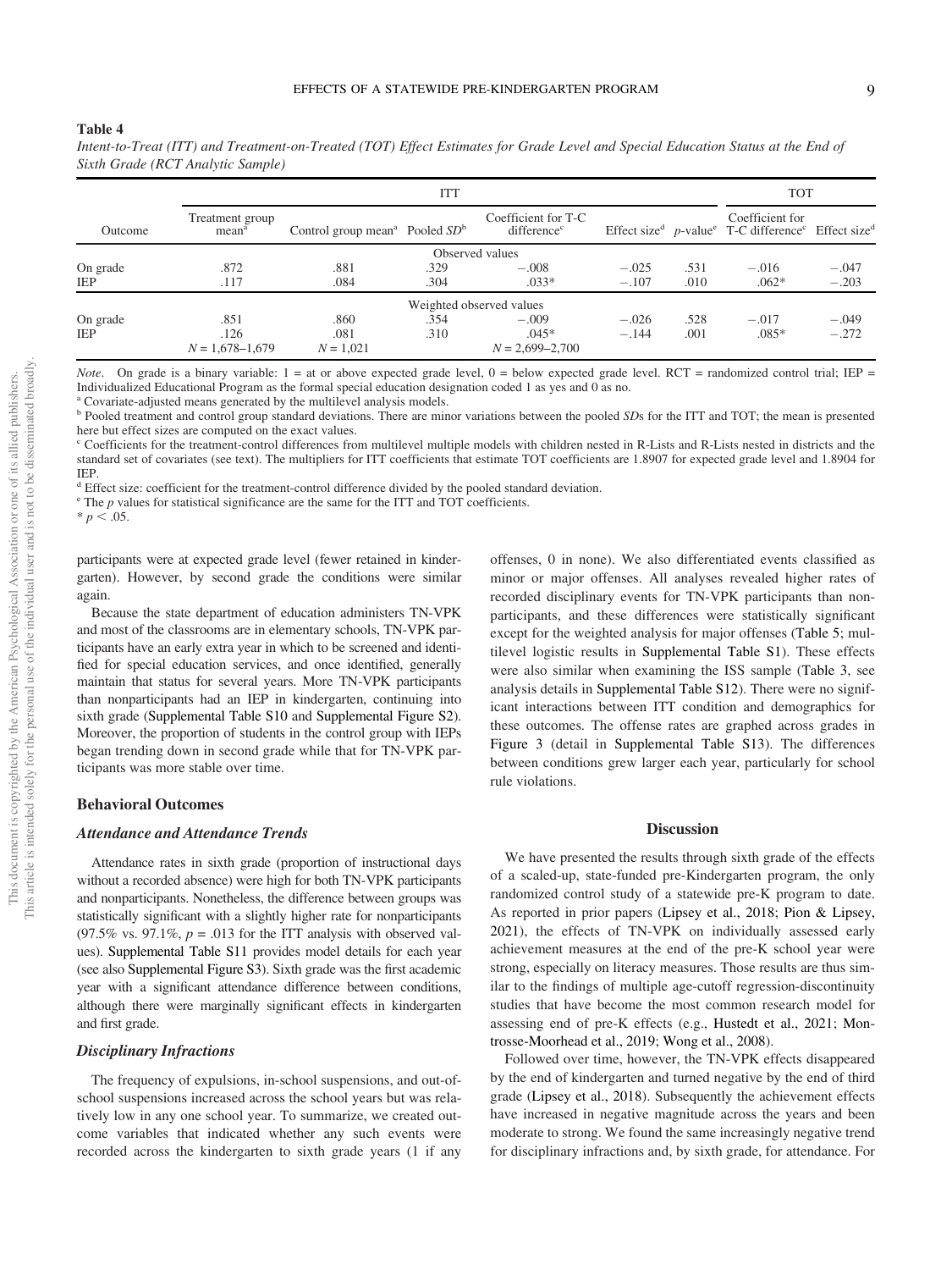**Table 4**

*Intent-to-Treat (ITT) and Treatment-on-Treated (TOT) Effect Estimates for Grade Level and Special Education Status at the End of Sixth Grade (RCT Analytic Sample)*

| | ITT | | | | | | TOT | |
|---|---|---|---|---|---|---|---|---|
| Outcome | Treatment group mean[a] | Control group mean[a] | Pooled *SD*[b] | Coefficient for T-C difference[c] | Effect size[d] | *p*-value[e] | Coefficient for T-C difference[c] | Effect size[d] |
| | | | | Observed values | | | | |
| On grade | .872 | .881 | .329 | −.008 | −.025 | .531 | −.016 | −.047 |
| IEP | .117 | .084 | .304 | .033* | −.107 | .010 | .062* | −.203 |
| | | | | Weighted observed values | | | | |
| On grade | .851 | .860 | .354 | −.009 | −.026 | .528 | −.017 | −.049 |
| IEP | .126 | .081 | .310 | .045* | −.144 | .001 | .085* | −.272 |
| | $N$ = 1,678–1,679 | $N$ = 1,021 | | $N$ = 2,699–2,700 | | | | |

*Note*. On grade is a binary variable: 1 = at or above expected grade level, 0 = below expected grade level. RCT = randomized control trial; IEP = Individualized Educational Program as the formal special education designation coded 1 as yes and 0 as no.
[a] Covariate-adjusted means generated by the multilevel analysis models.
[b] Pooled treatment and control group standard deviations. There are minor variations between the pooled *SD*s for the ITT and TOT; the mean is presented here but effect sizes are computed on the exact values.
[c] Coefficients for the treatment-control differences from multilevel multiple models with children nested in R-Lists and R-Lists nested in districts and the standard set of covariates (see text). The multipliers for ITT coefficients that estimate TOT coefficients are 1.8907 for expected grade level and 1.8904 for IEP.
[d] Effect size: coefficient for the treatment-control difference divided by the pooled standard deviation.
[e] The *p* values for statistical significance are the same for the ITT and TOT coefficients.
* $p < .05$.

participants were at expected grade level (fewer retained in kindergarten). However, by second grade the conditions were similar again.

Because the state department of education administers TN-VPK and most of the classrooms are in elementary schools, TN-VPK participants have an early extra year in which to be screened and identified for special education services, and once identified, generally maintain that status for several years. More TN-VPK participants than nonparticipants had an IEP in kindergarten, continuing into sixth grade (Supplemental Table S10 and Supplemental Figure S2). Moreover, the proportion of students in the control group with IEPs began trending down in second grade while that for TN-VPK participants was more stable over time.

## Behavioral Outcomes

### *Attendance and Attendance Trends*

Attendance rates in sixth grade (proportion of instructional days without a recorded absence) were high for both TN-VPK participants and nonparticipants. Nonetheless, the difference between groups was statistically significant with a slightly higher rate for nonparticipants (97.5% vs. 97.1%, $p = .013$ for the ITT analysis with observed values). Supplemental Table S11 provides model details for each year (see also Supplemental Figure S3). Sixth grade was the first academic year with a significant attendance difference between conditions, although there were marginally significant effects in kindergarten and first grade.

### *Disciplinary Infractions*

The frequency of expulsions, in-school suspensions, and out-of-school suspensions increased across the school years but was relatively low in any one school year. To summarize, we created outcome variables that indicated whether any such events were recorded across the kindergarten to sixth grade years (1 if any offenses, 0 in none). We also differentiated events classified as minor or major offenses. All analyses revealed higher rates of recorded disciplinary events for TN-VPK participants than nonparticipants, and these differences were statistically significant except for the weighted analysis for major offenses (Table 5; multilevel logistic results in Supplemental Table S1). These effects were also similar when examining the ISS sample (Table 3, see analysis details in Supplemental Table S12). There were no significant interactions between ITT condition and demographics for these outcomes. The offense rates are graphed across grades in Figure 3 (detail in Supplemental Table S13). The differences between conditions grew larger each year, particularly for school rule violations.

## Discussion

We have presented the results through sixth grade of the effects of a scaled-up, state-funded pre-Kindergarten program, the only randomized control study of a statewide pre-K program to date. As reported in prior papers (Lipsey et al., 2018; Pion & Lipsey, 2021), the effects of TN-VPK on individually assessed early achievement measures at the end of the pre-K school year were strong, especially on literacy measures. Those results are thus similar to the findings of multiple age-cutoff regression-discontinuity studies that have become the most common research model for assessing end of pre-K effects (e.g., Hustedt et al., 2021; Montrosse-Moorhead et al., 2019; Wong et al., 2008).

Followed over time, however, the TN-VPK effects disappeared by the end of kindergarten and turned negative by the end of third grade (Lipsey et al., 2018). Subsequently the achievement effects have increased in negative magnitude across the years and been moderate to strong. We found the same increasingly negative trend for disciplinary infractions and, by sixth grade, for attendance. For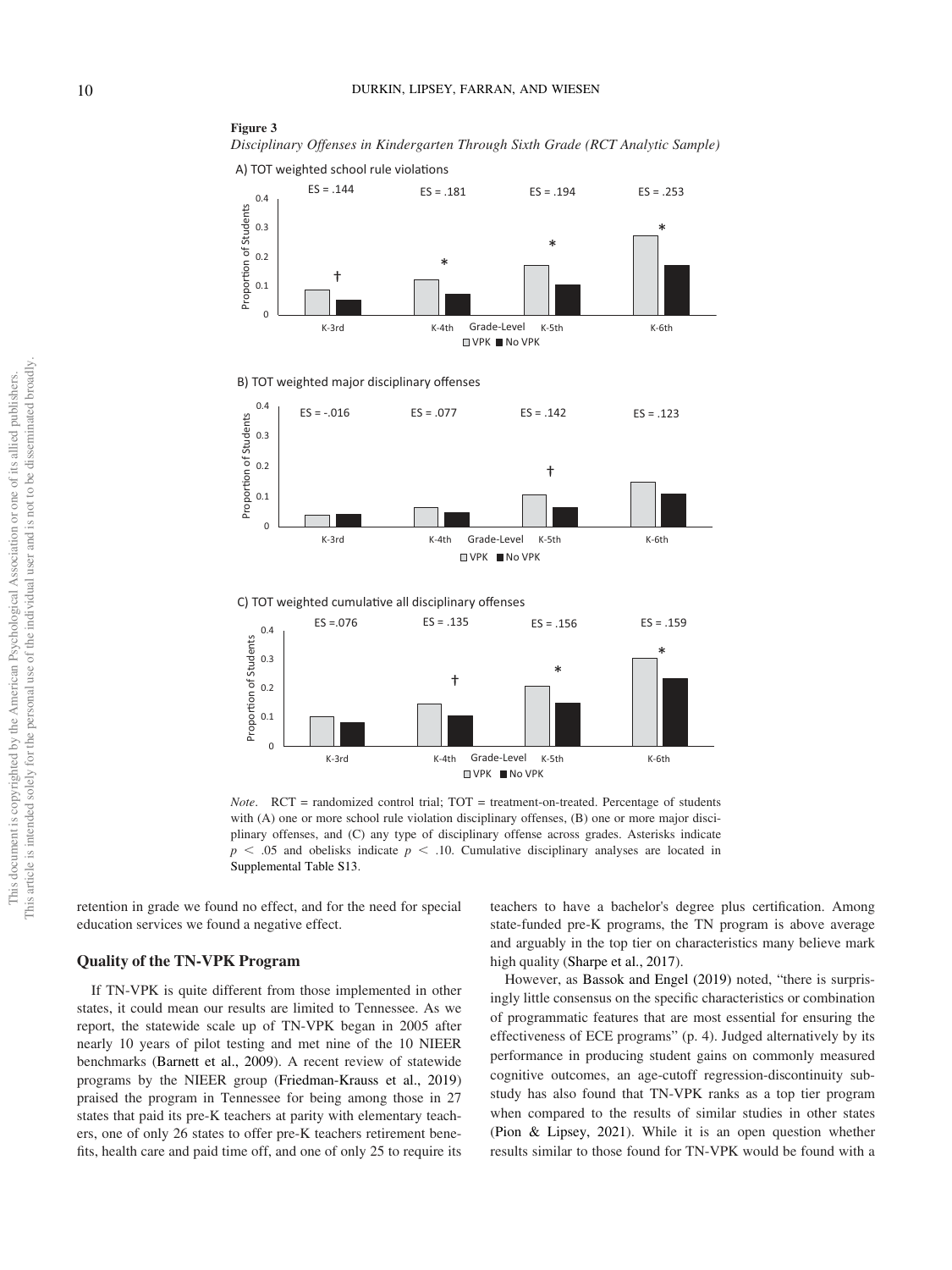**Figure 3**

*Disciplinary Offenses in Kindergarten Through Sixth Grade (RCT Analytic Sample)*

*Note*. RCT = randomized control trial; TOT = treatment-on-treated. Percentage of students with (A) one or more school rule violation disciplinary offenses, (B) one or more major disciplinary offenses, and (C) any type of disciplinary offense across grades. Asterisks indicate $p < .05$ and obelisks indicate $p < .10$. Cumulative disciplinary analyses are located in Supplemental Table S13.

retention in grade we found no effect, and for the need for special education services we found a negative effect.

## Quality of the TN-VPK Program

If TN-VPK is quite different from those implemented in other states, it could mean our results are limited to Tennessee. As we report, the statewide scale up of TN-VPK began in 2005 after nearly 10 years of pilot testing and met nine of the 10 NIEER benchmarks (Barnett et al., 2009). A recent review of statewide programs by the NIEER group (Friedman-Krauss et al., 2019) praised the program in Tennessee for being among those in 27 states that paid its pre-K teachers at parity with elementary teachers, one of only 26 states to offer pre-K teachers retirement benefits, health care and paid time off, and one of only 25 to require its teachers to have a bachelor's degree plus certification. Among state-funded pre-K programs, the TN program is above average and arguably in the top tier on characteristics many believe mark high quality (Sharpe et al., 2017).

However, as Bassok and Engel (2019) noted, "there is surprisingly little consensus on the specific characteristics or combination of programmatic features that are most essential for ensuring the effectiveness of ECE programs" (p. 4). Judged alternatively by its performance in producing student gains on commonly measured cognitive outcomes, an age-cutoff regression-discontinuity substudy has also found that TN-VPK ranks as a top tier program when compared to the results of similar studies in other states (Pion & Lipsey, 2021). While it is an open question whether results similar to those found for TN-VPK would be found with a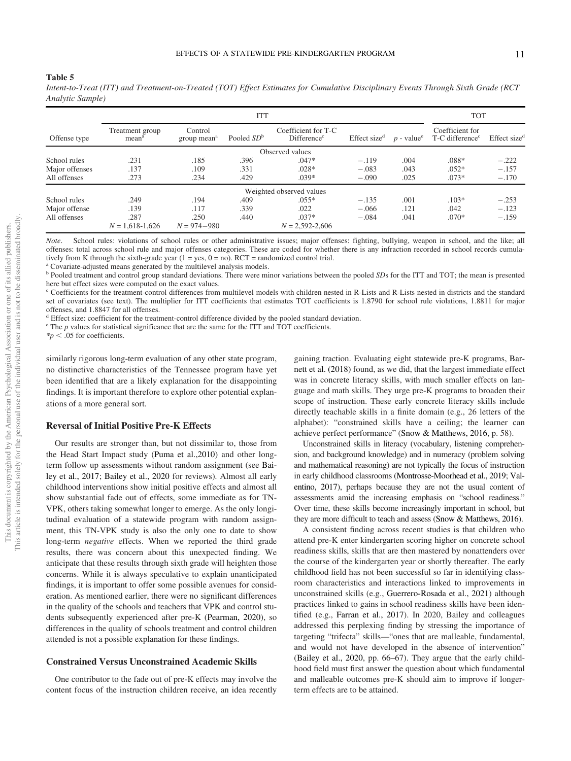**Table 5**

*Intent-to-Treat (ITT) and Treatment-on-Treated (TOT) Effect Estimates for Cumulative Disciplinary Events Through Sixth Grade (RCT Analytic Sample)*

| | ITT | | | | | | TOT | |
|---|---|---|---|---|---|---|---|---|
| Offense type | Treatment group mean[a] | Control group mean[a] | Pooled *SD*[b] | Coefficient for T-C Difference[c] | Effect size[d] | *p* - value[e] | Coefficient for T-C difference[c] | Effect size[d] |
| | | | | Observed values | | | | |
| School rules | .231 | .185 | .396 | .047* | −.119 | .004 | .088* | −.222 |
| Major offenses | .137 | .109 | .331 | .028* | −.083 | .043 | .052* | −.157 |
| All offenses | .273 | .234 | .429 | .039* | −.090 | .025 | .073* | −.170 |
| | | | | Weighted observed values | | | | |
| School rules | .249 | .194 | .409 | .055* | −.135 | .001 | .103* | −.253 |
| Major offense | .139 | .117 | .339 | .022 | −.066 | .121 | .042 | −.123 |
| All offenses | .287 | .250 | .440 | .037* | −.084 | .041 | .070* | −.159 |
| | $N$ = 1,618-1,626 | $N$ = 974−980 | | $N$ = 2,592-2,606 | | | | |

*Note*. School rules: violations of school rules or other administrative issues; major offenses: fighting, bullying, weapon in school, and the like; all offenses: total across school rule and major offenses categories. These are coded for whether there is any infraction recorded in school records cumulatively from K through the sixth-grade year (1 = yes, 0 = no). RCT = randomized control trial.
[a] Covariate-adjusted means generated by the multilevel analysis models.
[b] Pooled treatment and control group standard deviations. There were minor variations between the pooled *SD*s for the ITT and TOT; the mean is presented here but effect sizes were computed on the exact values.
[c] Coefficients for the treatment-control differences from multilevel models with children nested in R-Lists and R-Lists nested in districts and the standard set of covariates (see text). The multiplier for ITT coefficients that estimates TOT coefficients is 1.8790 for school rule violations, 1.8811 for major offenses, and 1.8847 for all offenses.
[d] Effect size: coefficient for the treatment-control difference divided by the pooled standard deviation.
[e] The *p* values for statistical significance that are the same for the ITT and TOT coefficients.
*$p < .05$ for coefficients.

similarly rigorous long-term evaluation of any other state program, no distinctive characteristics of the Tennessee program have yet been identified that are a likely explanation for the disappointing findings. It is important therefore to explore other potential explanations of a more general sort.

## Reversal of Initial Positive Pre-K Effects

Our results are stronger than, but not dissimilar to, those from the Head Start Impact study (Puma et al.,2010) and other long-term follow up assessments without random assignment (see Bailey et al., 2017; Bailey et al., 2020 for reviews). Almost all early childhood interventions show initial positive effects and almost all show substantial fade out of effects, some immediate as for TN-VPK, others taking somewhat longer to emerge. As the only longitudinal evaluation of a statewide program with random assignment, this TN-VPK study is also the only one to date to show long-term *negative* effects. When we reported the third grade results, there was concern about this unexpected finding. We anticipate that these results through sixth grade will heighten those concerns. While it is always speculative to explain unanticipated findings, it is important to offer some possible avenues for consideration. As mentioned earlier, there were no significant differences in the quality of the schools and teachers that VPK and control students subsequently experienced after pre-K (Pearman, 2020), so differences in the quality of schools treatment and control children attended is not a possible explanation for these findings.

## Constrained Versus Unconstrained Academic Skills

One contributor to the fade out of pre-K effects may involve the content focus of the instruction children receive, an idea recently gaining traction. Evaluating eight statewide pre-K programs, Barnett et al. (2018) found, as we did, that the largest immediate effect was in concrete literacy skills, with much smaller effects on language and math skills. They urge pre-K programs to broaden their scope of instruction. These early concrete literacy skills include directly teachable skills in a finite domain (e.g., 26 letters of the alphabet): "constrained skills have a ceiling; the learner can achieve perfect performance" (Snow & Matthews, 2016, p. 58).

Unconstrained skills in literacy (vocabulary, listening comprehension, and background knowledge) and in numeracy (problem solving and mathematical reasoning) are not typically the focus of instruction in early childhood classrooms (Montrosse-Moorhead et al., 2019; Valentino, 2017), perhaps because they are not the usual content of assessments amid the increasing emphasis on "school readiness." Over time, these skills become increasingly important in school, but they are more difficult to teach and assess (Snow & Matthews, 2016).

A consistent finding across recent studies is that children who attend pre-K enter kindergarten scoring higher on concrete school readiness skills, skills that are then mastered by nonattenders over the course of the kindergarten year or shortly thereafter. The early childhood field has not been successful so far in identifying classroom characteristics and interactions linked to improvements in unconstrained skills (e.g., Guerrero-Rosada et al., 2021) although practices linked to gains in school readiness skills have been identified (e.g., Farran et al., 2017). In 2020, Bailey and colleagues addressed this perplexing finding by stressing the importance of targeting "trifecta" skills—"ones that are malleable, fundamental, and would not have developed in the absence of intervention" (Bailey et al., 2020, pp. 66–67). They argue that the early childhood field must first answer the question about which fundamental and malleable outcomes pre-K should aim to improve if longer-term effects are to be attained.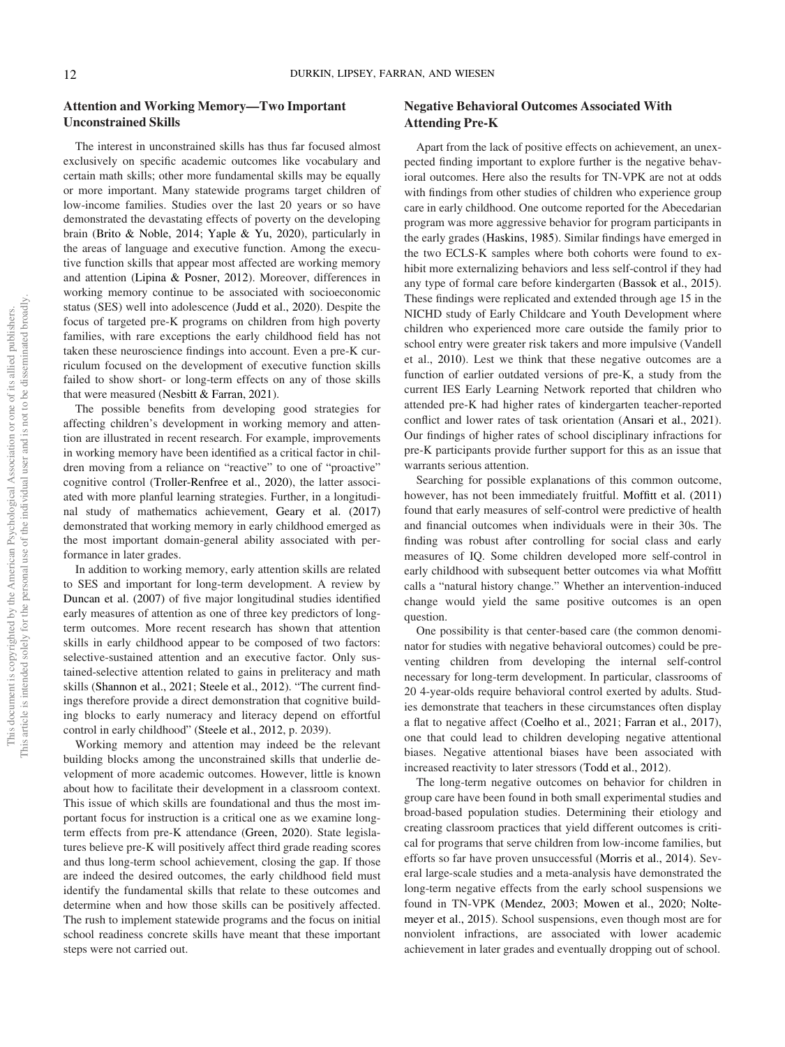## Attention and Working Memory—Two Important Unconstrained Skills

The interest in unconstrained skills has thus far focused almost exclusively on specific academic outcomes like vocabulary and certain math skills; other more fundamental skills may be equally or more important. Many statewide programs target children of low-income families. Studies over the last 20 years or so have demonstrated the devastating effects of poverty on the developing brain (Brito & Noble, 2014; Yaple & Yu, 2020), particularly in the areas of language and executive function. Among the executive function skills that appear most affected are working memory and attention (Lipina & Posner, 2012). Moreover, differences in working memory continue to be associated with socioeconomic status (SES) well into adolescence (Judd et al., 2020). Despite the focus of targeted pre-K programs on children from high poverty families, with rare exceptions the early childhood field has not taken these neuroscience findings into account. Even a pre-K curriculum focused on the development of executive function skills failed to show short- or long-term effects on any of those skills that were measured (Nesbitt & Farran, 2021).

The possible benefits from developing good strategies for affecting children's development in working memory and attention are illustrated in recent research. For example, improvements in working memory have been identified as a critical factor in children moving from a reliance on "reactive" to one of "proactive" cognitive control (Troller-Renfree et al., 2020), the latter associated with more planful learning strategies. Further, in a longitudinal study of mathematics achievement, Geary et al. (2017) demonstrated that working memory in early childhood emerged as the most important domain-general ability associated with performance in later grades.

In addition to working memory, early attention skills are related to SES and important for long-term development. A review by Duncan et al. (2007) of five major longitudinal studies identified early measures of attention as one of three key predictors of long-term outcomes. More recent research has shown that attention skills in early childhood appear to be composed of two factors: selective-sustained attention and an executive factor. Only sustained-selective attention related to gains in preliteracy and math skills (Shannon et al., 2021; Steele et al., 2012). "The current findings therefore provide a direct demonstration that cognitive building blocks to early numeracy and literacy depend on effortful control in early childhood" (Steele et al., 2012, p. 2039).

Working memory and attention may indeed be the relevant building blocks among the unconstrained skills that underlie development of more academic outcomes. However, little is known about how to facilitate their development in a classroom context. This issue of which skills are foundational and thus the most important focus for instruction is a critical one as we examine long-term effects from pre-K attendance (Green, 2020). State legislatures believe pre-K will positively affect third grade reading scores and thus long-term school achievement, closing the gap. If those are indeed the desired outcomes, the early childhood field must identify the fundamental skills that relate to these outcomes and determine when and how those skills can be positively affected. The rush to implement statewide programs and the focus on initial school readiness concrete skills have meant that these important steps were not carried out.

## Negative Behavioral Outcomes Associated With Attending Pre-K

Apart from the lack of positive effects on achievement, an unexpected finding important to explore further is the negative behavioral outcomes. Here also the results for TN-VPK are not at odds with findings from other studies of children who experience group care in early childhood. One outcome reported for the Abecedarian program was more aggressive behavior for program participants in the early grades (Haskins, 1985). Similar findings have emerged in the two ECLS-K samples where both cohorts were found to exhibit more externalizing behaviors and less self-control if they had any type of formal care before kindergarten (Bassok et al., 2015). These findings were replicated and extended through age 15 in the NICHD study of Early Childcare and Youth Development where children who experienced more care outside the family prior to school entry were greater risk takers and more impulsive (Vandell et al., 2010). Lest we think that these negative outcomes are a function of earlier outdated versions of pre-K, a study from the current IES Early Learning Network reported that children who attended pre-K had higher rates of kindergarten teacher-reported conflict and lower rates of task orientation (Ansari et al., 2021). Our findings of higher rates of school disciplinary infractions for pre-K participants provide further support for this as an issue that warrants serious attention.

Searching for possible explanations of this common outcome, however, has not been immediately fruitful. Moffitt et al. (2011) found that early measures of self-control were predictive of health and financial outcomes when individuals were in their 30s. The finding was robust after controlling for social class and early measures of IQ. Some children developed more self-control in early childhood with subsequent better outcomes via what Moffitt calls a "natural history change." Whether an intervention-induced change would yield the same positive outcomes is an open question.

One possibility is that center-based care (the common denominator for studies with negative behavioral outcomes) could be preventing children from developing the internal self-control necessary for long-term development. In particular, classrooms of 20 4-year-olds require behavioral control exerted by adults. Studies demonstrate that teachers in these circumstances often display a flat to negative affect (Coelho et al., 2021; Farran et al., 2017), one that could lead to children developing negative attentional biases. Negative attentional biases have been associated with increased reactivity to later stressors (Todd et al., 2012).

The long-term negative outcomes on behavior for children in group care have been found in both small experimental studies and broad-based population studies. Determining their etiology and creating classroom practices that yield different outcomes is critical for programs that serve children from low-income families, but efforts so far have proven unsuccessful (Morris et al., 2014). Several large-scale studies and a meta-analysis have demonstrated the long-term negative effects from the early school suspensions we found in TN-VPK (Mendez, 2003; Mowen et al., 2020; Noltemeyer et al., 2015). School suspensions, even though most are for nonviolent infractions, are associated with lower academic achievement in later grades and eventually dropping out of school.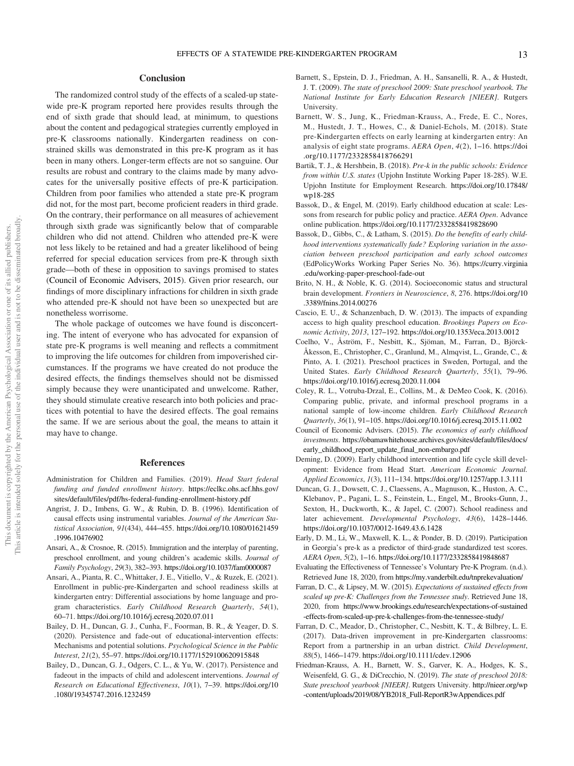## Conclusion

The randomized control study of the effects of a scaled-up statewide pre-K program reported here provides results through the end of sixth grade that should lead, at minimum, to questions about the content and pedagogical strategies currently employed in pre-K classrooms nationally. Kindergarten readiness on constrained skills was demonstrated in this pre-K program as it has been in many others. Longer-term effects are not so sanguine. Our results are robust and contrary to the claims made by many advocates for the universally positive effects of pre-K participation. Children from poor families who attended a state pre-K program did not, for the most part, become proficient readers in third grade. On the contrary, their performance on all measures of achievement through sixth grade was significantly below that of comparable children who did not attend. Children who attended pre-K were not less likely to be retained and had a greater likelihood of being referred for special education services from pre-K through sixth grade—both of these in opposition to savings promised to states (Council of Economic Advisers, 2015). Given prior research, our findings of more disciplinary infractions for children in sixth grade who attended pre-K should not have been so unexpected but are nonetheless worrisome.

The whole package of outcomes we have found is disconcerting. The intent of everyone who has advocated for expansion of state pre-K programs is well meaning and reflects a commitment to improving the life outcomes for children from impoverished circumstances. If the programs we have created do not produce the desired effects, the findings themselves should not be dismissed simply because they were unanticipated and unwelcome. Rather, they should stimulate creative research into both policies and practices with potential to have the desired effects. The goal remains the same. If we are serious about the goal, the means to attain it may have to change.

## References

Administration for Children and Families. (2019). *Head Start federal funding and funded enrollment history*. https://eclkc.ohs.acf.hhs.gov/sites/default/files/pdf/hs-federal-funding-enrollment-history.pdf

Angrist, J. D., Imbens, G. W., & Rubin, D. B. (1996). Identification of causal effects using instrumental variables. *Journal of the American Statistical Association*, *91*(434), 444–455. https://doi.org/10.1080/01621459.1996.10476902

Ansari, A., & Crosnoe, R. (2015). Immigration and the interplay of parenting, preschool enrollment, and young children's academic skills. *Journal of Family Psychology*, *29*(3), 382–393. https://doi.org/10.1037/fam0000087

Ansari, A., Pianta, R. C., Whittaker, J. E., Vitiello, V., & Ruzek, E. (2021). Enrollment in public-pre-Kindergarten and school readiness skills at kindergarten entry: Differential associations by home language and program characteristics. *Early Childhood Research Quarterly*, *54*(1), 60–71. https://doi.org/10.1016/j.ecresq.2020.07.011

Bailey, D. H., Duncan, G. J., Cunha, F., Foorman, B. R., & Yeager, D. S. (2020). Persistence and fade-out of educational-intervention effects: Mechanisms and potential solutions. *Psychological Science in the Public Interest*, *21*(2), 55–97. https://doi.org/10.1177/1529100620915848

Bailey, D., Duncan, G. J., Odgers, C. L., & Yu, W. (2017). Persistence and fadeout in the impacts of child and adolescent interventions. *Journal of Research on Educational Effectiveness*, *10*(1), 7–39. https://doi.org/10.1080/19345747.2016.1232459

Barnett, S., Epstein, D. J., Friedman, A. H., Sansanelli, R. A., & Hustedt, J. T. (2009). *The state of preschool 2009: State preschool yearbook. The National Institute for Early Education Research [NIEER]*. Rutgers University.

Barnett, W. S., Jung, K., Friedman-Krauss, A., Frede, E. C., Nores, M., Hustedt, J. T., Howes, C., & Daniel-Echols, M. (2018). State pre-Kindergarten effects on early learning at kindergarten entry: An analysis of eight state programs. *AERA Open*, *4*(2), 1–16. https://doi.org/10.1177/2332858418766291

Bartik, T. J., & Hershbein, B. (2018). *Pre-k in the public schools: Evidence from within U.S. states* (Upjohn Institute Working Paper 18-285). W.E. Upjohn Institute for Employment Research. https://doi.org/10.17848/wp18-285

Bassok, D., & Engel, M. (2019). Early childhood education at scale: Lessons from research for public policy and practice. *AERA Open*. Advance online publication. https://doi.org/10.1177/2332858419828690

Bassok, D., Gibbs, C., & Latham, S. (2015). *Do the benefits of early childhood interventions systematically fade? Exploring variation in the association between preschool participation and early school outcomes* (EdPolicyWorks Working Paper Series No. 36). https://curry.virginia.edu/working-paper-preschool-fade-out

Brito, N. H., & Noble, K. G. (2014). Socioeconomic status and structural brain development. *Frontiers in Neuroscience*, *8*, 276. https://doi.org/10.3389/fnins.2014.00276

Cascio, E. U., & Schanzenbach, D. W. (2013). The impacts of expanding access to high quality preschool education. *Brookings Papers on Economic Activity*, *2013*, 127–192. https://doi.org/10.1353/eca.2013.0012

Coelho, V., Åström, F., Nesbitt, K., Sjöman, M., Farran, D., Björck-Åkesson, E., Christopher, C., Granlund, M., Almqvist, L., Grande, C., & Pinto, A. I. (2021). Preschool practices in Sweden, Portugal, and the United States. *Early Childhood Research Quarterly*, *55*(1), 79–96. https://doi.org/10.1016/j.ecresq.2020.11.004

Coley, R. L., Votruba-Drzal, E., Collins, M., & DeMeo Cook, K. (2016). Comparing public, private, and informal preschool programs in a national sample of low-income children. *Early Childhood Research Quarterly*, *36*(1), 91–105. https://doi.org/10.1016/j.ecresq.2015.11.002

Council of Economic Advisers. (2015). *The economics of early childhood investments*. https://obamawhitehouse.archives.gov/sites/default/files/docs/early_childhood_report_update_final_non-embargo.pdf

Deming, D. (2009). Early childhood intervention and life cycle skill development: Evidence from Head Start. *American Economic Journal. Applied Economics*, *1*(3), 111–134. https://doi.org/10.1257/app.1.3.111

Duncan, G. J., Dowsett, C. J., Claessens, A., Magnuson, K., Huston, A. C., Klebanov, P., Pagani, L. S., Feinstein, L., Engel, M., Brooks-Gunn, J., Sexton, H., Duckworth, K., & Japel, C. (2007). School readiness and later achievement. *Developmental Psychology*, *43*(6), 1428–1446. https://doi.org/10.1037/0012-1649.43.6.1428

Early, D. M., Li, W., Maxwell, K. L., & Ponder, B. D. (2019). Participation in Georgia's pre-k as a predictor of third-grade standardized test scores. *AERA Open*, *5*(2), 1–16. https://doi.org/10.1177/2332858419848687

Evaluating the Effectiveness of Tennessee's Voluntary Pre-K Program. (n.d.). Retrieved June 18, 2020, from https://my.vanderbilt.edu/tnprekevaluation/

Farran, D. C., & Lipsey, M. W. (2015). *Expectations of sustained effects from scaled up pre-K: Challenges from the Tennessee study*. Retrieved June 18, 2020, from https://www.brookings.edu/research/expectations-of-sustained-effects-from-scaled-up-pre-k-challenges-from-the-tennessee-study/

Farran, D. C., Meador, D., Christopher, C., Nesbitt, K. T., & Bilbrey, L. E. (2017). Data-driven improvement in pre-Kindergarten classrooms: Report from a partnership in an urban district. *Child Development*, *88*(5), 1466–1479. https://doi.org/10.1111/cdev.12906

Friedman-Krauss, A. H., Barnett, W. S., Garver, K. A., Hodges, K. S., Weisenfeld, G. G., & DiCrecchio, N. (2019). *The state of preschool 2018: State preschool yearbook [NIEER]*. Rutgers University. http://nieer.org/wp-content/uploads/2019/08/YB2018_Full-ReportR3wAppendices.pdf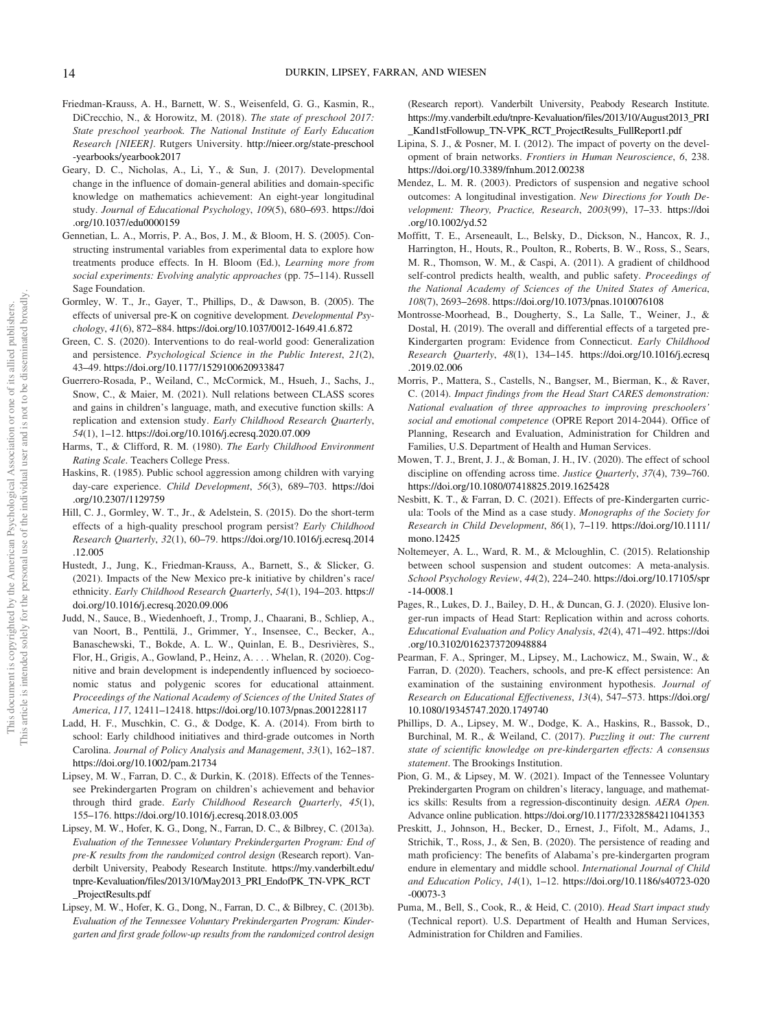Friedman-Krauss, A. H., Barnett, W. S., Weisenfeld, G. G., Kasmin, R., DiCrecchio, N., & Horowitz, M. (2018). *The state of preschool 2017: State preschool yearbook. The National Institute of Early Education Research [NIEER]*. Rutgers University. http://nieer.org/state-preschool-yearbooks/yearbook2017

Geary, D. C., Nicholas, A., Li, Y., & Sun, J. (2017). Developmental change in the influence of domain-general abilities and domain-specific knowledge on mathematics achievement: An eight-year longitudinal study. *Journal of Educational Psychology*, *109*(5), 680–693. https://doi.org/10.1037/edu0000159

Gennetian, L. A., Morris, P. A., Bos, J. M., & Bloom, H. S. (2005). Constructing instrumental variables from experimental data to explore how treatments produce effects. In H. Bloom (Ed.), *Learning more from social experiments: Evolving analytic approaches* (pp. 75–114). Russell Sage Foundation.

Gormley, W. T., Jr., Gayer, T., Phillips, D., & Dawson, B. (2005). The effects of universal pre-K on cognitive development. *Developmental Psychology*, *41*(6), 872–884. https://doi.org/10.1037/0012-1649.41.6.872

Green, C. S. (2020). Interventions to do real-world good: Generalization and persistence. *Psychological Science in the Public Interest*, *21*(2), 43–49. https://doi.org/10.1177/1529100620933847

Guerrero-Rosada, P., Weiland, C., McCormick, M., Hsueh, J., Sachs, J., Snow, C., & Maier, M. (2021). Null relations between CLASS scores and gains in children's language, math, and executive function skills: A replication and extension study. *Early Childhood Research Quarterly*, *54*(1), 1–12. https://doi.org/10.1016/j.ecresq.2020.07.009

Harms, T., & Clifford, R. M. (1980). *The Early Childhood Environment Rating Scale*. Teachers College Press.

Haskins, R. (1985). Public school aggression among children with varying day-care experience. *Child Development*, *56*(3), 689–703. https://doi.org/10.2307/1129759

Hill, C. J., Gormley, W. T., Jr., & Adelstein, S. (2015). Do the short-term effects of a high-quality preschool program persist? *Early Childhood Research Quarterly*, *32*(1), 60–79. https://doi.org/10.1016/j.ecresq.2014.12.005

Hustedt, J., Jung, K., Friedman-Krauss, A., Barnett, S., & Slicker, G. (2021). Impacts of the New Mexico pre-k initiative by children's race/ethnicity. *Early Childhood Research Quarterly*, *54*(1), 194–203. https://doi.org/10.1016/j.ecresq.2020.09.006

Judd, N., Sauce, B., Wiedenhoeft, J., Tromp, J., Chaarani, B., Schliep, A., van Noort, B., Penttilä, J., Grimmer, Y., Insensee, C., Becker, A., Banaschewski, T., Bokde, A. L. W., Quinlan, E. B., Desrivières, S., Flor, H., Grigis, A., Gowland, P., Heinz, A. . . . Whelan, R. (2020). Cognitive and brain development is independently influenced by socioeconomic status and polygenic scores for educational attainment. *Proceedings of the National Academy of Sciences of the United States of America*, *117*, 12411–12418. https://doi.org/10.1073/pnas.2001228117

Ladd, H. F., Muschkin, C. G., & Dodge, K. A. (2014). From birth to school: Early childhood initiatives and third-grade outcomes in North Carolina. *Journal of Policy Analysis and Management*, *33*(1), 162–187. https://doi.org/10.1002/pam.21734

Lipsey, M. W., Farran, D. C., & Durkin, K. (2018). Effects of the Tennessee Prekindergarten Program on children's achievement and behavior through third grade. *Early Childhood Research Quarterly*, *45*(1), 155–176. https://doi.org/10.1016/j.ecresq.2018.03.005

Lipsey, M. W., Hofer, K. G., Dong, N., Farran, D. C., & Bilbrey, C. (2013a). *Evaluation of the Tennessee Voluntary Prekindergarten Program: End of pre-K results from the randomized control design* (Research report). Vanderbilt University, Peabody Research Institute. https://my.vanderbilt.edu/tnpre-Kevaluation/files/2013/10/May2013_PRI_EndofPK_TN-VPK_RCT_ProjectResults.pdf

Lipsey, M. W., Hofer, K. G., Dong, N., Farran, D. C., & Bilbrey, C. (2013b). *Evaluation of the Tennessee Voluntary Prekindergarten Program: Kindergarten and first grade follow-up results from the randomized control design* (Research report). Vanderbilt University, Peabody Research Institute. https://my.vanderbilt.edu/tnpre-Kevaluation/files/2013/10/August2013_PRI_Kand1stFollowup_TN-VPK_RCT_ProjectResults_FullReport1.pdf

Lipina, S. J., & Posner, M. I. (2012). The impact of poverty on the development of brain networks. *Frontiers in Human Neuroscience*, *6*, 238. https://doi.org/10.3389/fnhum.2012.00238

Mendez, L. M. R. (2003). Predictors of suspension and negative school outcomes: A longitudinal investigation. *New Directions for Youth Development: Theory, Practice, Research*, *2003*(99), 17–33. https://doi.org/10.1002/yd.52

Moffitt, T. E., Arseneault, L., Belsky, D., Dickson, N., Hancox, R. J., Harrington, H., Houts, R., Poulton, R., Roberts, B. W., Ross, S., Sears, M. R., Thomson, W. M., & Caspi, A. (2011). A gradient of childhood self-control predicts health, wealth, and public safety. *Proceedings of the National Academy of Sciences of the United States of America*, *108*(7), 2693–2698. https://doi.org/10.1073/pnas.1010076108

Montrosse-Moorhead, B., Dougherty, S., La Salle, T., Weiner, J., & Dostal, H. (2019). The overall and differential effects of a targeted pre-Kindergarten program: Evidence from Connecticut. *Early Childhood Research Quarterly*, *48*(1), 134–145. https://doi.org/10.1016/j.ecresq.2019.02.006

Morris, P., Mattera, S., Castells, N., Bangser, M., Bierman, K., & Raver, C. (2014). *Impact findings from the Head Start CARES demonstration: National evaluation of three approaches to improving preschoolers' social and emotional competence* (OPRE Report 2014-2044). Office of Planning, Research and Evaluation, Administration for Children and Families, U.S. Department of Health and Human Services.

Mowen, T. J., Brent, J. J., & Boman, J. H., IV. (2020). The effect of school discipline on offending across time. *Justice Quarterly*, *37*(4), 739–760. https://doi.org/10.1080/07418825.2019.1625428

Nesbitt, K. T., & Farran, D. C. (2021). Effects of pre-Kindergarten curricula: Tools of the Mind as a case study. *Monographs of the Society for Research in Child Development*, *86*(1), 7–119. https://doi.org/10.1111/mono.12425

Noltemeyer, A. L., Ward, R. M., & Mcloughlin, C. (2015). Relationship between school suspension and student outcomes: A meta-analysis. *School Psychology Review*, *44*(2), 224–240. https://doi.org/10.17105/spr-14-0008.1

Pages, R., Lukes, D. J., Bailey, D. H., & Duncan, G. J. (2020). Elusive longer-run impacts of Head Start: Replication within and across cohorts. *Educational Evaluation and Policy Analysis*, *42*(4), 471–492. https://doi.org/10.3102/0162373720948884

Pearman, F. A., Springer, M., Lipsey, M., Lachowicz, M., Swain, W., & Farran, D. (2020). Teachers, schools, and pre-K effect persistence: An examination of the sustaining environment hypothesis. *Journal of Research on Educational Effectiveness*, *13*(4), 547–573. https://doi.org/10.1080/19345747.2020.1749740

Phillips, D. A., Lipsey, M. W., Dodge, K. A., Haskins, R., Bassok, D., Burchinal, M. R., & Weiland, C. (2017). *Puzzling it out: The current state of scientific knowledge on pre-kindergarten effects: A consensus statement*. The Brookings Institution.

Pion, G. M., & Lipsey, M. W. (2021). Impact of the Tennessee Voluntary Prekindergarten Program on children's literacy, language, and mathematics skills: Results from a regression-discontinuity design. *AERA Open*. Advance online publication. https://doi.org/10.1177/23328584211041353

Preskitt, J., Johnson, H., Becker, D., Ernest, J., Fifolt, M., Adams, J., Strichik, T., Ross, J., & Sen, B. (2020). The persistence of reading and math proficiency: The benefits of Alabama's pre-kindergarten program endure in elementary and middle school. *International Journal of Child and Education Policy*, *14*(1), 1–12. https://doi.org/10.1186/s40723-020-00073-3

Puma, M., Bell, S., Cook, R., & Heid, C. (2010). *Head Start impact study* (Technical report). U.S. Department of Health and Human Services, Administration for Children and Families.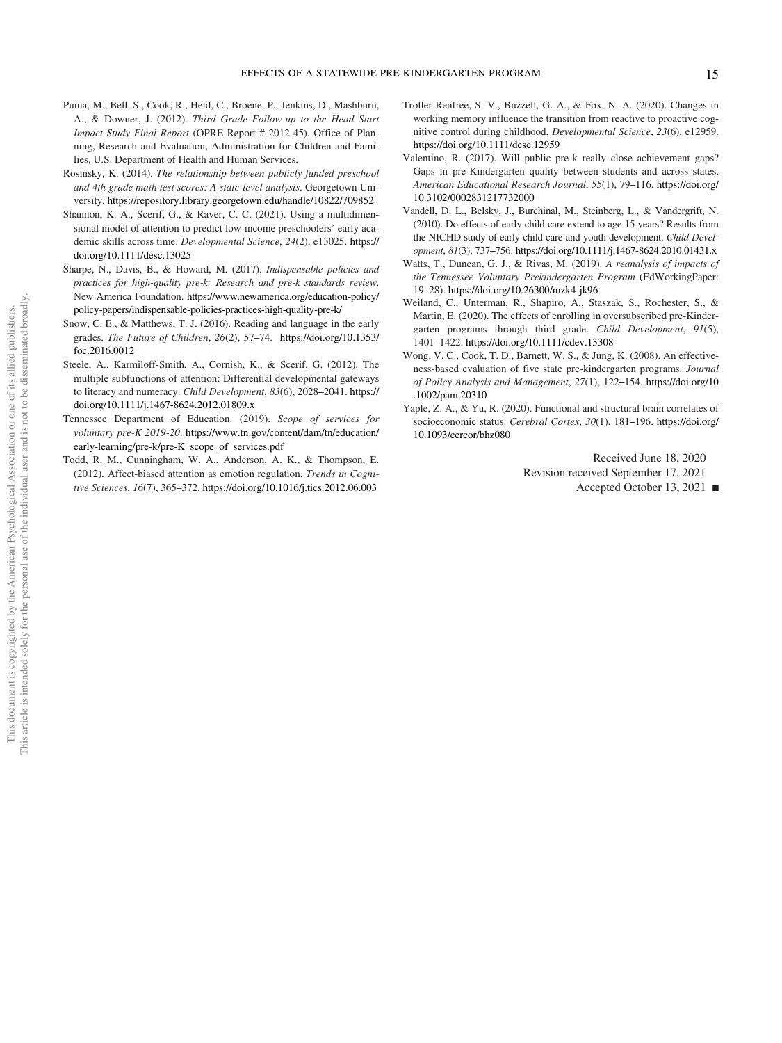Puma, M., Bell, S., Cook, R., Heid, C., Broene, P., Jenkins, D., Mashburn, A., & Downer, J. (2012). *Third Grade Follow-up to the Head Start Impact Study Final Report* (OPRE Report # 2012-45). Office of Planning, Research and Evaluation, Administration for Children and Families, U.S. Department of Health and Human Services.

Rosinsky, K. (2014). *The relationship between publicly funded preschool and 4th grade math test scores: A state-level analysis*. Georgetown University. https://repository.library.georgetown.edu/handle/10822/709852

Shannon, K. A., Scerif, G., & Raver, C. C. (2021). Using a multidimensional model of attention to predict low-income preschoolers' early academic skills across time. *Developmental Science*, *24*(2), e13025. https://doi.org/10.1111/desc.13025

Sharpe, N., Davis, B., & Howard, M. (2017). *Indispensable policies and practices for high-quality pre-k: Research and pre-k standards review*. New America Foundation. https://www.newamerica.org/education-policy/policy-papers/indispensable-policies-practices-high-quality-pre-k/

Snow, C. E., & Matthews, T. J. (2016). Reading and language in the early grades. *The Future of Children*, *26*(2), 57–74. https://doi.org/10.1353/foc.2016.0012

Steele, A., Karmiloff-Smith, A., Cornish, K., & Scerif, G. (2012). The multiple subfunctions of attention: Differential developmental gateways to literacy and numeracy. *Child Development*, *83*(6), 2028–2041. https://doi.org/10.1111/j.1467-8624.2012.01809.x

Tennessee Department of Education. (2019). *Scope of services for voluntary pre-K 2019-20*. https://www.tn.gov/content/dam/tn/education/early-learning/pre-k/pre-K_scope_of_services.pdf

Todd, R. M., Cunningham, W. A., Anderson, A. K., & Thompson, E. (2012). Affect-biased attention as emotion regulation. *Trends in Cognitive Sciences*, *16*(7), 365–372. https://doi.org/10.1016/j.tics.2012.06.003

Troller-Renfree, S. V., Buzzell, G. A., & Fox, N. A. (2020). Changes in working memory influence the transition from reactive to proactive cognitive control during childhood. *Developmental Science*, *23*(6), e12959. https://doi.org/10.1111/desc.12959

Valentino, R. (2017). Will public pre-k really close achievement gaps? Gaps in pre-Kindergarten quality between students and across states. *American Educational Research Journal*, *55*(1), 79–116. https://doi.org/10.3102/0002831217732000

Vandell, D. L., Belsky, J., Burchinal, M., Steinberg, L., & Vandergrift, N. (2010). Do effects of early child care extend to age 15 years? Results from the NICHD study of early child care and youth development. *Child Development*, *81*(3), 737–756. https://doi.org/10.1111/j.1467-8624.2010.01431.x

Watts, T., Duncan, G. J., & Rivas, M. (2019). *A reanalysis of impacts of the Tennessee Voluntary Prekindergarten Program* (EdWorkingPaper: 19–28). https://doi.org/10.26300/mzk4-jk96

Weiland, C., Unterman, R., Shapiro, A., Staszak, S., Rochester, S., & Martin, E. (2020). The effects of enrolling in oversubscribed pre-Kindergarten programs through third grade. *Child Development*, *91*(5), 1401–1422. https://doi.org/10.1111/cdev.13308

Wong, V. C., Cook, T. D., Barnett, W. S., & Jung, K. (2008). An effectiveness-based evaluation of five state pre-kindergarten programs. *Journal of Policy Analysis and Management*, *27*(1), 122–154. https://doi.org/10.1002/pam.20310

Yaple, Z. A., & Yu, R. (2020). Functional and structural brain correlates of socioeconomic status. *Cerebral Cortex*, *30*(1), 181–196. https://doi.org/10.1093/cercor/bhz080

Received June 18, 2020
Revision received September 17, 2021
Accepted October 13, 2021 ■